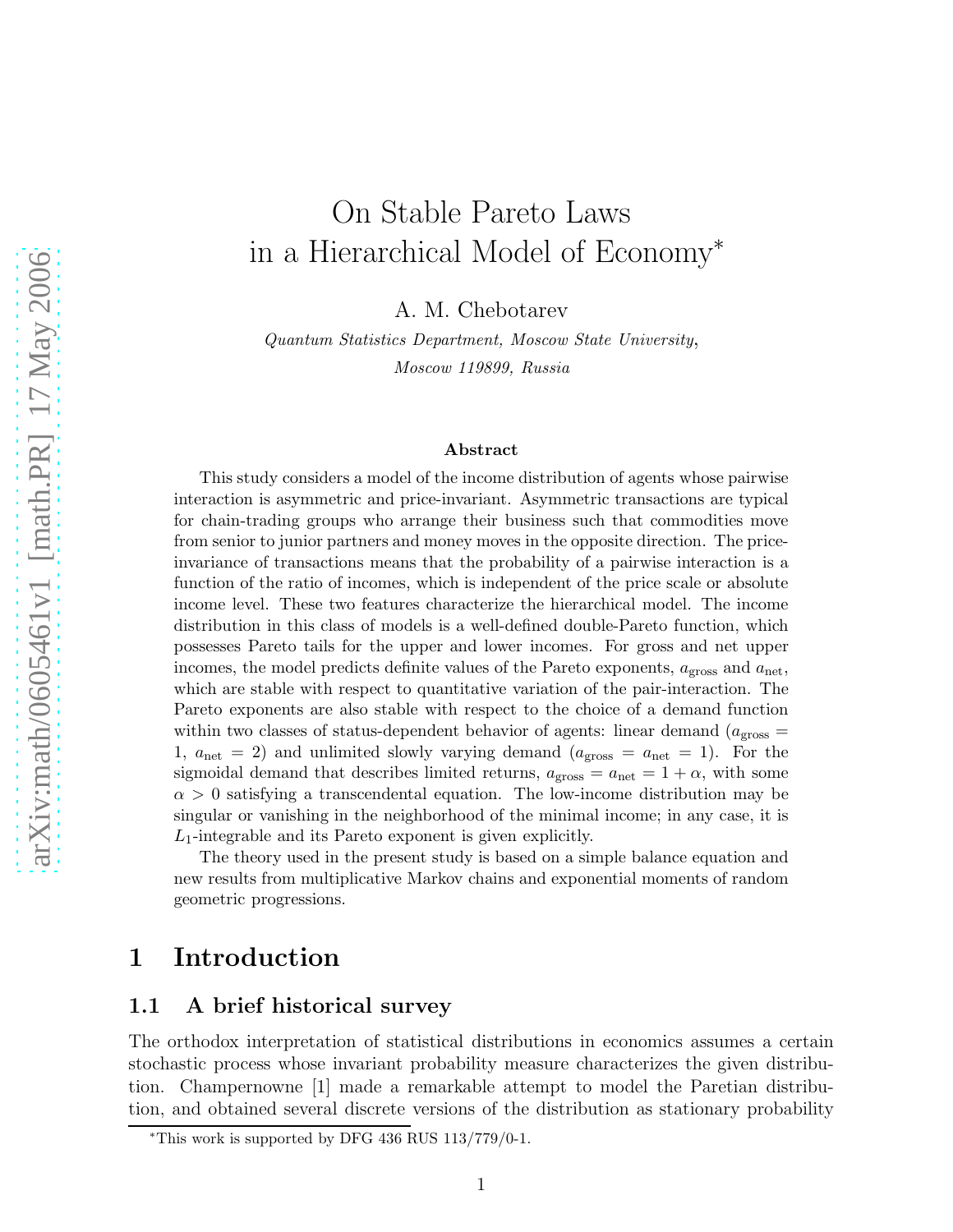# On Stable Pareto Laws in a Hierarchical Model of Economy*

A. M. Chebotarev

*Quantum Statistics Department, Moscow State University,*
*Moscow 119899, Russia*

### Abstract

This study considers a model of the income distribution of agents whose pairwise interaction is asymmetric and price-invariant. Asymmetric transactions are typical for chain-trading groups who arrange their business such that commodities move from senior to junior partners and money moves in the opposite direction. The price-invariance of transactions means that the probability of a pairwise interaction is a function of the ratio of incomes, which is independent of the price scale or absolute income level. These two features characterize the hierarchical model. The income distribution in this class of models is a well-defined double-Pareto function, which possesses Pareto tails for the upper and lower incomes. For gross and net upper incomes, the model predicts definite values of the Pareto exponents, $a_{\text{gross}}$ and $a_{\text{net}}$, which are stable with respect to quantitative variation of the pair-interaction. The Pareto exponents are also stable with respect to the choice of a demand function within two classes of status-dependent behavior of agents: linear demand ($a_{\text{gross}} = 1$, $a_{\text{net}} = 2$) and unlimited slowly varying demand ($a_{\text{gross}} = a_{\text{net}} = 1$). For the sigmoidal demand that describes limited returns, $a_{\text{gross}} = a_{\text{net}} = 1 + \alpha$, with some $\alpha > 0$ satisfying a transcendental equation. The low-income distribution may be singular or vanishing in the neighborhood of the minimal income; in any case, it is $L_1$-integrable and its Pareto exponent is given explicitly.

The theory used in the present study is based on a simple balance equation and new results from multiplicative Markov chains and exponential moments of random geometric progressions.

## 1 Introduction

### 1.1 A brief historical survey

The orthodox interpretation of statistical distributions in economics assumes a certain stochastic process whose invariant probability measure characterizes the given distribution. Champernowne [1] made a remarkable attempt to model the Paretian distribution, and obtained several discrete versions of the distribution as stationary probability

*This work is supported by DFG 436 RUS 113/779/0-1.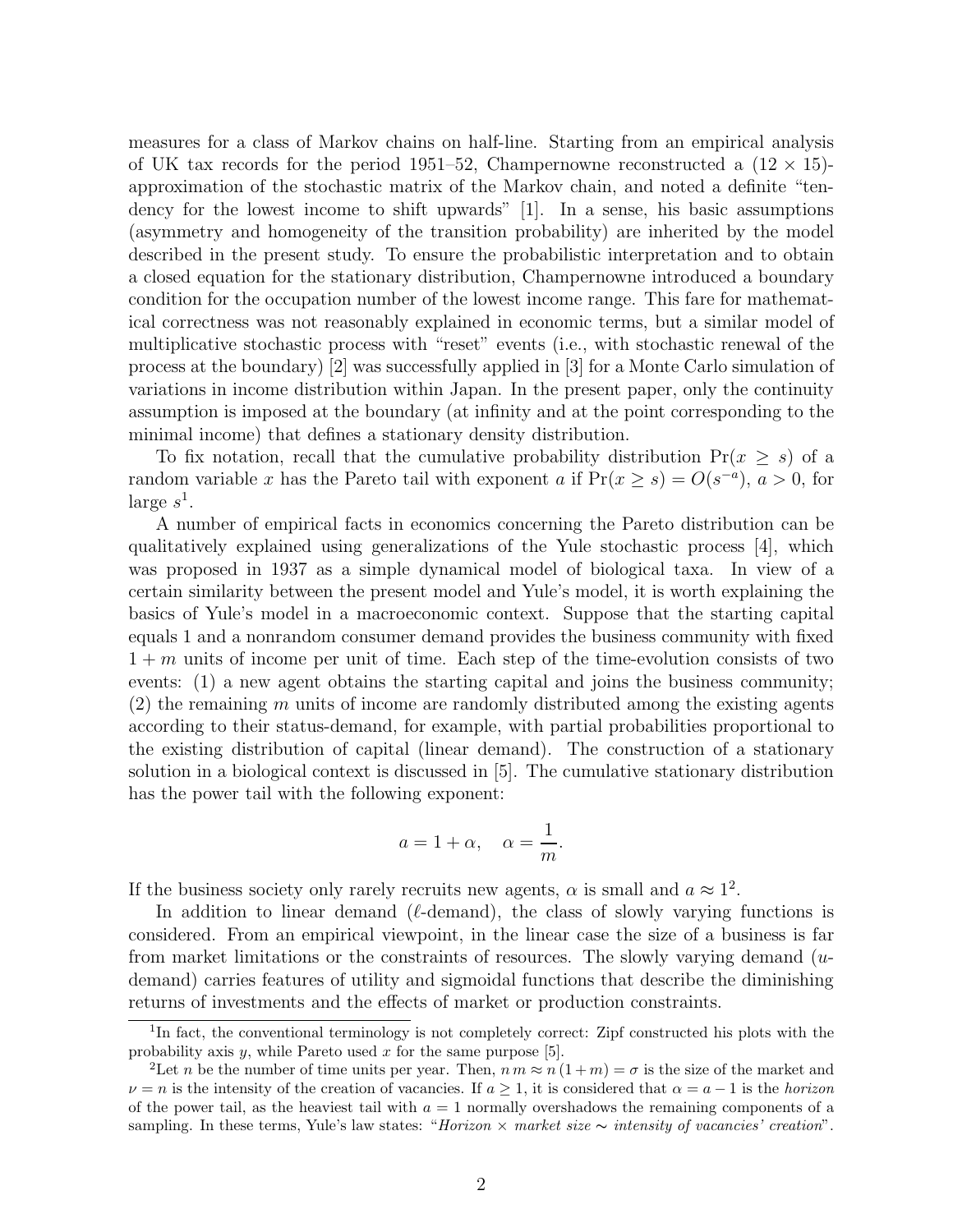measures for a class of Markov chains on half-line. Starting from an empirical analysis of UK tax records for the period 1951–52, Champernowne reconstructed a $(12 \times 15)$-approximation of the stochastic matrix of the Markov chain, and noted a definite "tendency for the lowest income to shift upwards" [1]. In a sense, his basic assumptions (asymmetry and homogeneity of the transition probability) are inherited by the model described in the present study. To ensure the probabilistic interpretation and to obtain a closed equation for the stationary distribution, Champernowne introduced a boundary condition for the occupation number of the lowest income range. This fare for mathematical correctness was not reasonably explained in economic terms, but a similar model of multiplicative stochastic process with "reset" events (i.e., with stochastic renewal of the process at the boundary) [2] was successfully applied in [3] for a Monte Carlo simulation of variations in income distribution within Japan. In the present paper, only the continuity assumption is imposed at the boundary (at infinity and at the point corresponding to the minimal income) that defines a stationary density distribution.

To fix notation, recall that the cumulative probability distribution $\Pr(x \geq s)$ of a random variable $x$ has the Pareto tail with exponent $a$ if $\Pr(x \geq s) = O(s^{-a})$, $a > 0$, for large $s$[1].

A number of empirical facts in economics concerning the Pareto distribution can be qualitatively explained using generalizations of the Yule stochastic process [4], which was proposed in 1937 as a simple dynamical model of biological taxa. In view of a certain similarity between the present model and Yule's model, it is worth explaining the basics of Yule's model in a macroeconomic context. Suppose that the starting capital equals 1 and a nonrandom consumer demand provides the business community with fixed $1 + m$ units of income per unit of time. Each step of the time-evolution consists of two events: (1) a new agent obtains the starting capital and joins the business community; (2) the remaining $m$ units of income are randomly distributed among the existing agents according to their status-demand, for example, with partial probabilities proportional to the existing distribution of capital (linear demand). The construction of a stationary solution in a biological context is discussed in [5]. The cumulative stationary distribution has the power tail with the following exponent:

$$a = 1 + \alpha, \quad \alpha = \frac{1}{m}.$$

If the business society only rarely recruits new agents, $\alpha$ is small and $a \approx 1$[2].

In addition to linear demand ($\ell$-demand), the class of slowly varying functions is considered. From an empirical viewpoint, in the linear case the size of a business is far from market limitations or the constraints of resources. The slowly varying demand ($u$-demand) carries features of utility and sigmoidal functions that describe the diminishing returns of investments and the effects of market or production constraints.

---

[1] In fact, the conventional terminology is not completely correct: Zipf constructed his plots with the probability axis $y$, while Pareto used $x$ for the same purpose [5].

[2] Let $n$ be the number of time units per year. Then, $n\,m \approx n\,(1+m) = \sigma$ is the size of the market and $\nu = n$ is the intensity of the creation of vacancies. If $a \geq 1$, it is considered that $\alpha = a - 1$ is the *horizon* of the power tail, as the heaviest tail with $a = 1$ normally overshadows the remaining components of a sampling. In these terms, Yule's law states: "*Horizon* $\times$ *market size* $\sim$ *intensity of vacancies' creation*".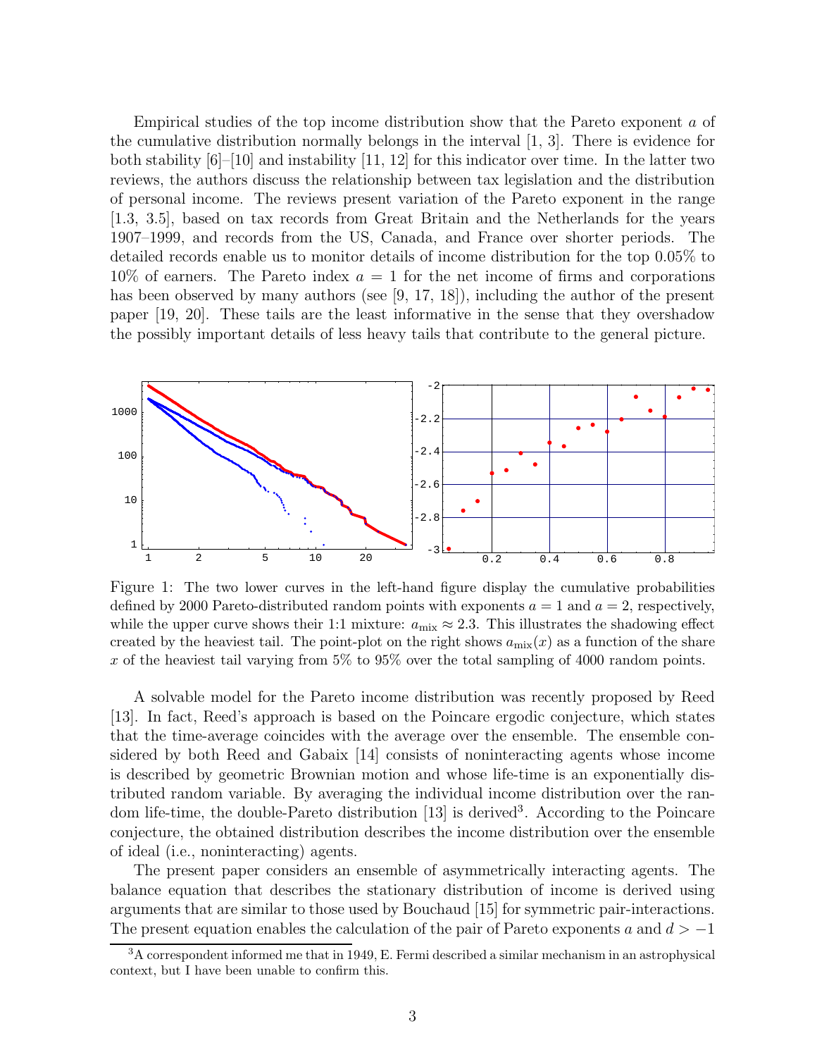Empirical studies of the top income distribution show that the Pareto exponent $a$ of the cumulative distribution normally belongs in the interval [1, 3]. There is evidence for both stability [6]–[10] and instability [11, 12] for this indicator over time. In the latter two reviews, the authors discuss the relationship between tax legislation and the distribution of personal income. The reviews present variation of the Pareto exponent in the range [1.3, 3.5], based on tax records from Great Britain and the Netherlands for the years 1907–1999, and records from the US, Canada, and France over shorter periods. The detailed records enable us to monitor details of income distribution for the top 0.05% to 10% of earners. The Pareto index $a = 1$ for the net income of firms and corporations has been observed by many authors (see [9, 17, 18]), including the author of the present paper [19, 20]. These tails are the least informative in the sense that they overshadow the possibly important details of less heavy tails that contribute to the general picture.

Figure 1: The two lower curves in the left-hand figure display the cumulative probabilities defined by 2000 Pareto-distributed random points with exponents $a = 1$ and $a = 2$, respectively, while the upper curve shows their 1:1 mixture: $a_{\mathrm{mix}} \approx 2.3$. This illustrates the shadowing effect created by the heaviest tail. The point-plot on the right shows $a_{\mathrm{mix}}(x)$ as a function of the share $x$ of the heaviest tail varying from 5% to 95% over the total sampling of 4000 random points.

A solvable model for the Pareto income distribution was recently proposed by Reed [13]. In fact, Reed's approach is based on the Poincare ergodic conjecture, which states that the time-average coincides with the average over the ensemble. The ensemble considered by both Reed and Gabaix [14] consists of noninteracting agents whose income is described by geometric Brownian motion and whose life-time is an exponentially distributed random variable. By averaging the individual income distribution over the random life-time, the double-Pareto distribution [13] is derived[3]. According to the Poincare conjecture, the obtained distribution describes the income distribution over the ensemble of ideal (i.e., noninteracting) agents.

The present paper considers an ensemble of asymmetrically interacting agents. The balance equation that describes the stationary distribution of income is derived using arguments that are similar to those used by Bouchaud [15] for symmetric pair-interactions. The present equation enables the calculation of the pair of Pareto exponents $a$ and $d > -1$

[3] A correspondent informed me that in 1949, E. Fermi described a similar mechanism in an astrophysical context, but I have been unable to confirm this.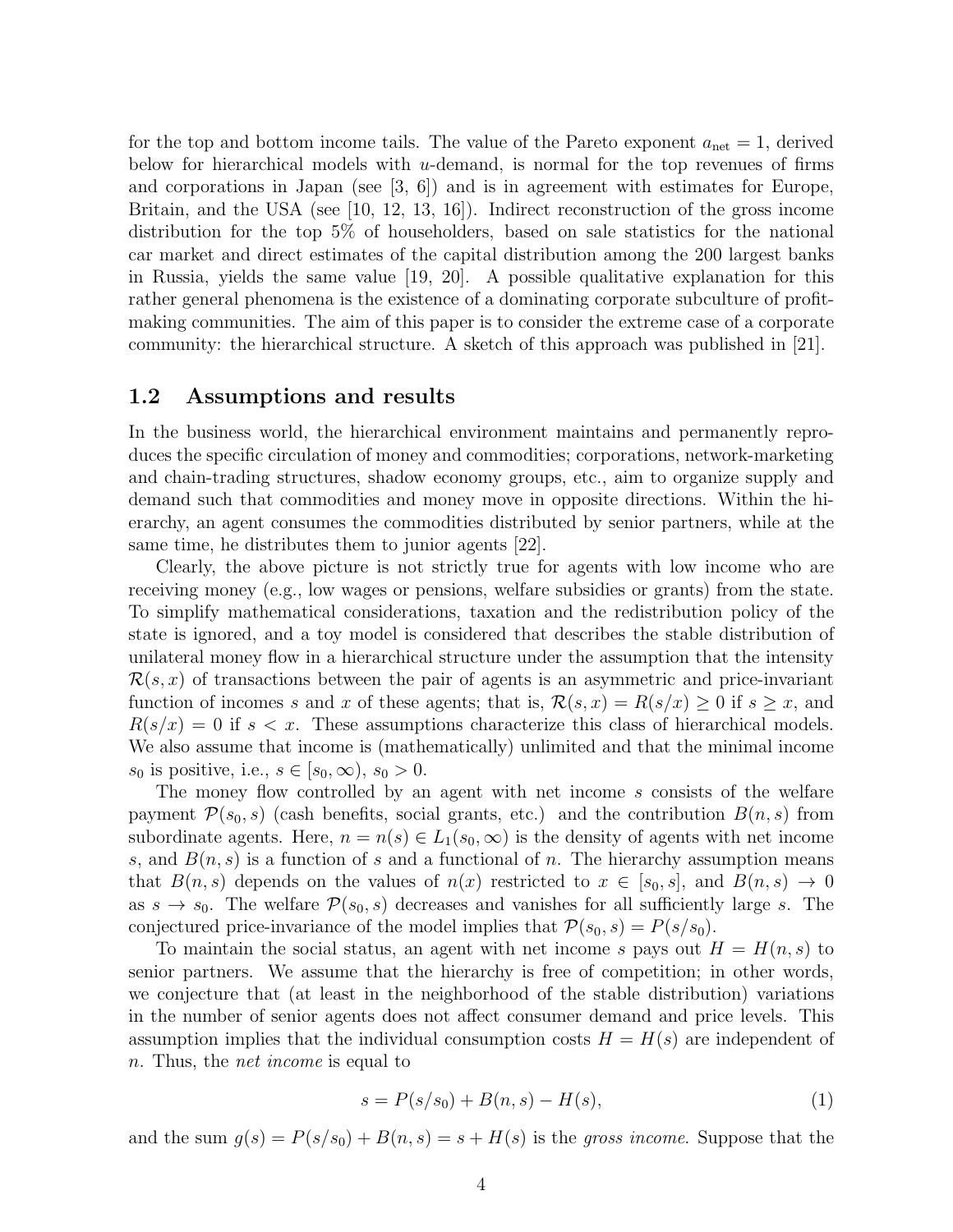for the top and bottom income tails. The value of the Pareto exponent $a_{\rm net} = 1$, derived below for hierarchical models with $u$-demand, is normal for the top revenues of firms and corporations in Japan (see [3, 6]) and is in agreement with estimates for Europe, Britain, and the USA (see [10, 12, 13, 16]). Indirect reconstruction of the gross income distribution for the top 5% of householders, based on sale statistics for the national car market and direct estimates of the capital distribution among the 200 largest banks in Russia, yields the same value [19, 20]. A possible qualitative explanation for this rather general phenomena is the existence of a dominating corporate subculture of profit-making communities. The aim of this paper is to consider the extreme case of a corporate community: the hierarchical structure. A sketch of this approach was published in [21].

### 1.2 Assumptions and results

In the business world, the hierarchical environment maintains and permanently reproduces the specific circulation of money and commodities; corporations, network-marketing and chain-trading structures, shadow economy groups, etc., aim to organize supply and demand such that commodities and money move in opposite directions. Within the hierarchy, an agent consumes the commodities distributed by senior partners, while at the same time, he distributes them to junior agents [22].

Clearly, the above picture is not strictly true for agents with low income who are receiving money (e.g., low wages or pensions, welfare subsidies or grants) from the state. To simplify mathematical considerations, taxation and the redistribution policy of the state is ignored, and a toy model is considered that describes the stable distribution of unilateral money flow in a hierarchical structure under the assumption that the intensity $\mathcal{R}(s,x)$ of transactions between the pair of agents is an asymmetric and price-invariant function of incomes $s$ and $x$ of these agents; that is, $\mathcal{R}(s,x) = R(s/x) \geq 0$ if $s \geq x$, and $R(s/x) = 0$ if $s < x$. These assumptions characterize this class of hierarchical models. We also assume that income is (mathematically) unlimited and that the minimal income $s_0$ is positive, i.e., $s \in [s_0, \infty)$, $s_0 > 0$.

The money flow controlled by an agent with net income $s$ consists of the welfare payment $\mathcal{P}(s_0, s)$ (cash benefits, social grants, etc.) and the contribution $B(n,s)$ from subordinate agents. Here, $n = n(s) \in L_1(s_0, \infty)$ is the density of agents with net income $s$, and $B(n,s)$ is a function of $s$ and a functional of $n$. The hierarchy assumption means that $B(n,s)$ depends on the values of $n(x)$ restricted to $x \in [s_0, s]$, and $B(n,s) \to 0$ as $s \to s_0$. The welfare $\mathcal{P}(s_0, s)$ decreases and vanishes for all sufficiently large $s$. The conjectured price-invariance of the model implies that $\mathcal{P}(s_0, s) = P(s/s_0)$.

To maintain the social status, an agent with net income $s$ pays out $H = H(n,s)$ to senior partners. We assume that the hierarchy is free of competition; in other words, we conjecture that (at least in the neighborhood of the stable distribution) variations in the number of senior agents does not affect consumer demand and price levels. This assumption implies that the individual consumption costs $H = H(s)$ are independent of $n$. Thus, the *net income* is equal to

$$s = P(s/s_0) + B(n,s) - H(s), \tag{1}$$

and the sum $g(s) = P(s/s_0) + B(n,s) = s + H(s)$ is the *gross income*. Suppose that the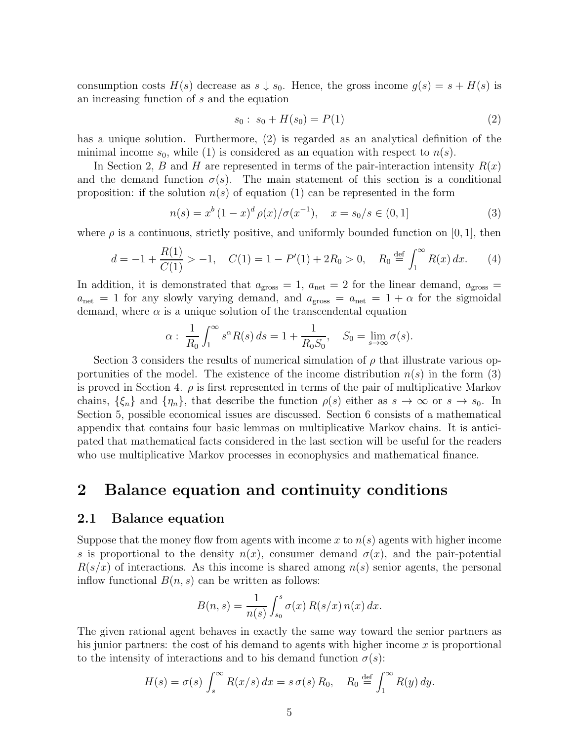consumption costs $H(s)$ decrease as $s \downarrow s_0$. Hence, the gross income $g(s) = s + H(s)$ is an increasing function of $s$ and the equation

$$s_0 : \; s_0 + H(s_0) = P(1) \tag{2}$$

has a unique solution. Furthermore, (2) is regarded as an analytical definition of the minimal income $s_0$, while (1) is considered as an equation with respect to $n(s)$.

In Section 2, $B$ and $H$ are represented in terms of the pair-interaction intensity $R(x)$ and the demand function $\sigma(s)$. The main statement of this section is a conditional proposition: if the solution $n(s)$ of equation (1) can be represented in the form

$$n(s) = x^b \, (1-x)^d \, \rho(x)/\sigma(x^{-1}), \quad x = s_0/s \in (0, 1] \tag{3}$$

where $\rho$ is a continuous, strictly positive, and uniformly bounded function on $[0, 1]$, then

$$d = -1 + \frac{R(1)}{C(1)} > -1, \quad C(1) = 1 - P'(1) + 2R_0 > 0, \quad R_0 \stackrel{\text{def}}{=} \int_1^\infty R(x)\, dx. \tag{4}$$

In addition, it is demonstrated that $a_{\text{gross}} = 1$, $a_{\text{net}} = 2$ for the linear demand, $a_{\text{gross}} = a_{\text{net}} = 1$ for any slowly varying demand, and $a_{\text{gross}} = a_{\text{net}} = 1 + \alpha$ for the sigmoidal demand, where $\alpha$ is a unique solution of the transcendental equation

$$\alpha : \; \frac{1}{R_0} \int_1^\infty s^\alpha R(s)\, ds = 1 + \frac{1}{R_0 S_0}, \quad S_0 = \lim_{s \to \infty} \sigma(s).$$

Section 3 considers the results of numerical simulation of $\rho$ that illustrate various opportunities of the model. The existence of the income distribution $n(s)$ in the form (3) is proved in Section 4. $\rho$ is first represented in terms of the pair of multiplicative Markov chains, $\{\xi_n\}$ and $\{\eta_n\}$, that describe the function $\rho(s)$ either as $s \to \infty$ or $s \to s_0$. In Section 5, possible economical issues are discussed. Section 6 consists of a mathematical appendix that contains four basic lemmas on multiplicative Markov chains. It is anticipated that mathematical facts considered in the last section will be useful for the readers who use multiplicative Markov processes in econophysics and mathematical finance.

# 2 Balance equation and continuity conditions

## 2.1 Balance equation

Suppose that the money flow from agents with income $x$ to $n(s)$ agents with higher income $s$ is proportional to the density $n(x)$, consumer demand $\sigma(x)$, and the pair-potential $R(s/x)$ of interactions. As this income is shared among $n(s)$ senior agents, the personal inflow functional $B(n, s)$ can be written as follows:

$$B(n, s) = \frac{1}{n(s)} \int_{s_0}^s \sigma(x)\, R(s/x)\, n(x)\, dx.$$

The given rational agent behaves in exactly the same way toward the senior partners as his junior partners: the cost of his demand to agents with higher income $x$ is proportional to the intensity of interactions and to his demand function $\sigma(s)$:

$$H(s) = \sigma(s) \int_s^\infty R(x/s)\, dx = s\, \sigma(s)\, R_0, \quad R_0 \stackrel{\text{def}}{=} \int_1^\infty R(y)\, dy.$$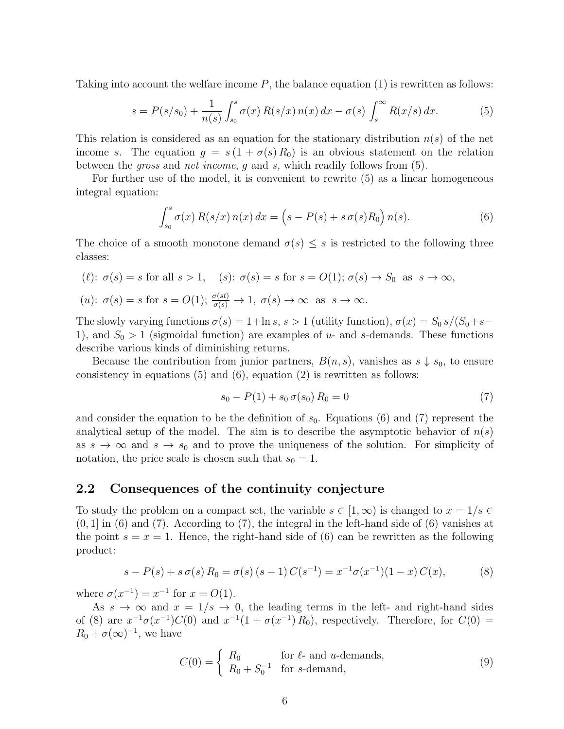Taking into account the welfare income $P$, the balance equation (1) is rewritten as follows:

$$s = P(s/s_0) + \frac{1}{n(s)} \int_{s_0}^{s} \sigma(x)\, R(s/x)\, n(x)\, dx - \sigma(s) \int_{s}^{\infty} R(x/s)\, dx. \tag{5}$$

This relation is considered as an equation for the stationary distribution $n(s)$ of the net income $s$. The equation $g = s\,(1 + \sigma(s)\, R_0)$ is an obvious statement on the relation between the *gross* and *net income*, $g$ and $s$, which readily follows from (5).

For further use of the model, it is convenient to rewrite (5) as a linear homogeneous integral equation:

$$\int_{s_0}^{s} \sigma(x)\, R(s/x)\, n(x)\, dx = \Big(s - P(s) + s\,\sigma(s) R_0\Big)\, n(s). \tag{6}$$

The choice of a smooth monotone demand $\sigma(s) \le s$ is restricted to the following three classes:

($\ell$): $\sigma(s) = s$ for all $s > 1$, $\quad$ ($s$): $\sigma(s) = s$ for $s = O(1)$; $\sigma(s) \to S_0$ as $s \to \infty$,

($u$): $\sigma(s) = s$ for $s = O(1)$; $\frac{\sigma(st)}{\sigma(s)} \to 1$, $\sigma(s) \to \infty$ as $s \to \infty$.

The slowly varying functions $\sigma(s) = 1 + \ln s$, $s > 1$ (utility function), $\sigma(x) = S_0\, s/(S_0 + s - 1)$, and $S_0 > 1$ (sigmoidal function) are examples of $u$- and $s$-demands. These functions describe various kinds of diminishing returns.

Because the contribution from junior partners, $B(n, s)$, vanishes as $s \downarrow s_0$, to ensure consistency in equations (5) and (6), equation (2) is rewritten as follows:

$$s_0 - P(1) + s_0\, \sigma(s_0)\, R_0 = 0 \tag{7}$$

and consider the equation to be the definition of $s_0$. Equations (6) and (7) represent the analytical setup of the model. The aim is to describe the asymptotic behavior of $n(s)$ as $s \to \infty$ and $s \to s_0$ and to prove the uniqueness of the solution. For simplicity of notation, the price scale is chosen such that $s_0 = 1$.

## 2.2 Consequences of the continuity conjecture

To study the problem on a compact set, the variable $s \in [1, \infty)$ is changed to $x = 1/s \in (0, 1]$ in (6) and (7). According to (7), the integral in the left-hand side of (6) vanishes at the point $s = x = 1$. Hence, the right-hand side of (6) can be rewritten as the following product:

$$s - P(s) + s\,\sigma(s)\, R_0 = \sigma(s)\,(s - 1)\, C(s^{-1}) = x^{-1}\sigma(x^{-1})(1 - x)\, C(x), \tag{8}$$

where $\sigma(x^{-1}) = x^{-1}$ for $x = O(1)$.

As $s \to \infty$ and $x = 1/s \to 0$, the leading terms in the left- and right-hand sides of (8) are $x^{-1}\sigma(x^{-1}) C(0)$ and $x^{-1}(1 + \sigma(x^{-1})\, R_0)$, respectively. Therefore, for $C(0) = R_0 + \sigma(\infty)^{-1}$, we have

$$C(0) = \begin{cases} R_0 & \text{for } \ell\text{- and } u\text{-demands,} \\ R_0 + S_0^{-1} & \text{for } s\text{-demand,} \end{cases} \tag{9}$$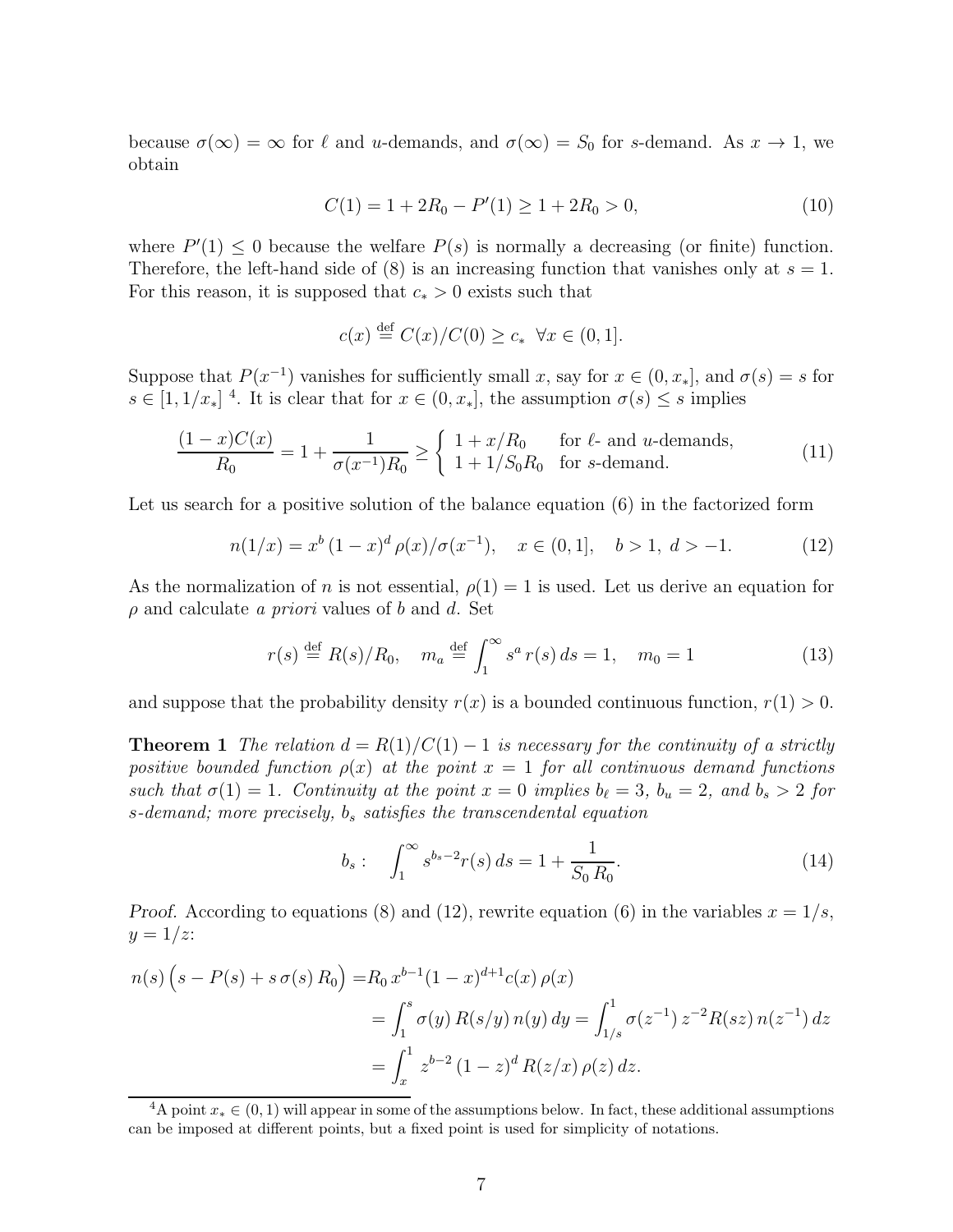because $\sigma(\infty) = \infty$ for $\ell$ and $u$-demands, and $\sigma(\infty) = S_0$ for $s$-demand. As $x \to 1$, we obtain

$$C(1) = 1 + 2R_0 - P'(1) \geq 1 + 2R_0 > 0, \tag{10}$$

where $P'(1) \leq 0$ because the welfare $P(s)$ is normally a decreasing (or finite) function. Therefore, the left-hand side of (8) is an increasing function that vanishes only at $s = 1$. For this reason, it is supposed that $c_* > 0$ exists such that

$$c(x) \stackrel{\text{def}}{=} C(x)/C(0) \geq c_* \quad \forall x \in (0, 1].$$

Suppose that $P(x^{-1})$ vanishes for sufficiently small $x$, say for $x \in (0, x_*]$, and $\sigma(s) = s$ for $s \in [1, 1/x_*]$ [4]. It is clear that for $x \in (0, x_*]$, the assumption $\sigma(s) \leq s$ implies

$$\frac{(1-x)C(x)}{R_0} = 1 + \frac{1}{\sigma(x^{-1})R_0} \geq \begin{cases} 1 + x/R_0 & \text{for } \ell\text{- and } u\text{-demands,} \\ 1 + 1/S_0 R_0 & \text{for } s\text{-demand.} \end{cases} \tag{11}$$

Let us search for a positive solution of the balance equation (6) in the factorized form

$$n(1/x) = x^b \, (1-x)^d \, \rho(x)/\sigma(x^{-1}), \quad x \in (0, 1], \quad b > 1, \; d > -1. \tag{12}$$

As the normalization of $n$ is not essential, $\rho(1) = 1$ is used. Let us derive an equation for $\rho$ and calculate *a priori* values of $b$ and $d$. Set

$$r(s) \stackrel{\text{def}}{=} R(s)/R_0, \quad m_a \stackrel{\text{def}}{=} \int_1^\infty s^a \, r(s) \, ds = 1, \quad m_0 = 1 \tag{13}$$

and suppose that the probability density $r(x)$ is a bounded continuous function, $r(1) > 0$.

**Theorem 1** *The relation $d = R(1)/C(1) - 1$ is necessary for the continuity of a strictly positive bounded function $\rho(x)$ at the point $x = 1$ for all continuous demand functions such that $\sigma(1) = 1$. Continuity at the point $x = 0$ implies $b_\ell = 3$, $b_u = 2$, and $b_s > 2$ for $s$-demand; more precisely, $b_s$ satisfies the transcendental equation*

$$b_s : \quad \int_1^\infty s^{b_s - 2} r(s) \, ds = 1 + \frac{1}{S_0 \, R_0}. \tag{14}$$

*Proof.* According to equations (8) and (12), rewrite equation (6) in the variables $x = 1/s$, $y = 1/z$:

$$\begin{aligned}
n(s)\left(s - P(s) + s\,\sigma(s)\,R_0\right) &= R_0 \, x^{b-1}(1-x)^{d+1} c(x) \, \rho(x) \\
&= \int_1^s \sigma(y) \, R(s/y) \, n(y) \, dy = \int_{1/s}^1 \sigma(z^{-1}) \, z^{-2} R(sz) \, n(z^{-1}) \, dz \\
&= \int_x^1 z^{b-2} \, (1-z)^d \, R(z/x) \, \rho(z) \, dz.
\end{aligned}$$

---

[4] A point $x_* \in (0, 1)$ will appear in some of the assumptions below. In fact, these additional assumptions can be imposed at different points, but a fixed point is used for simplicity of notations.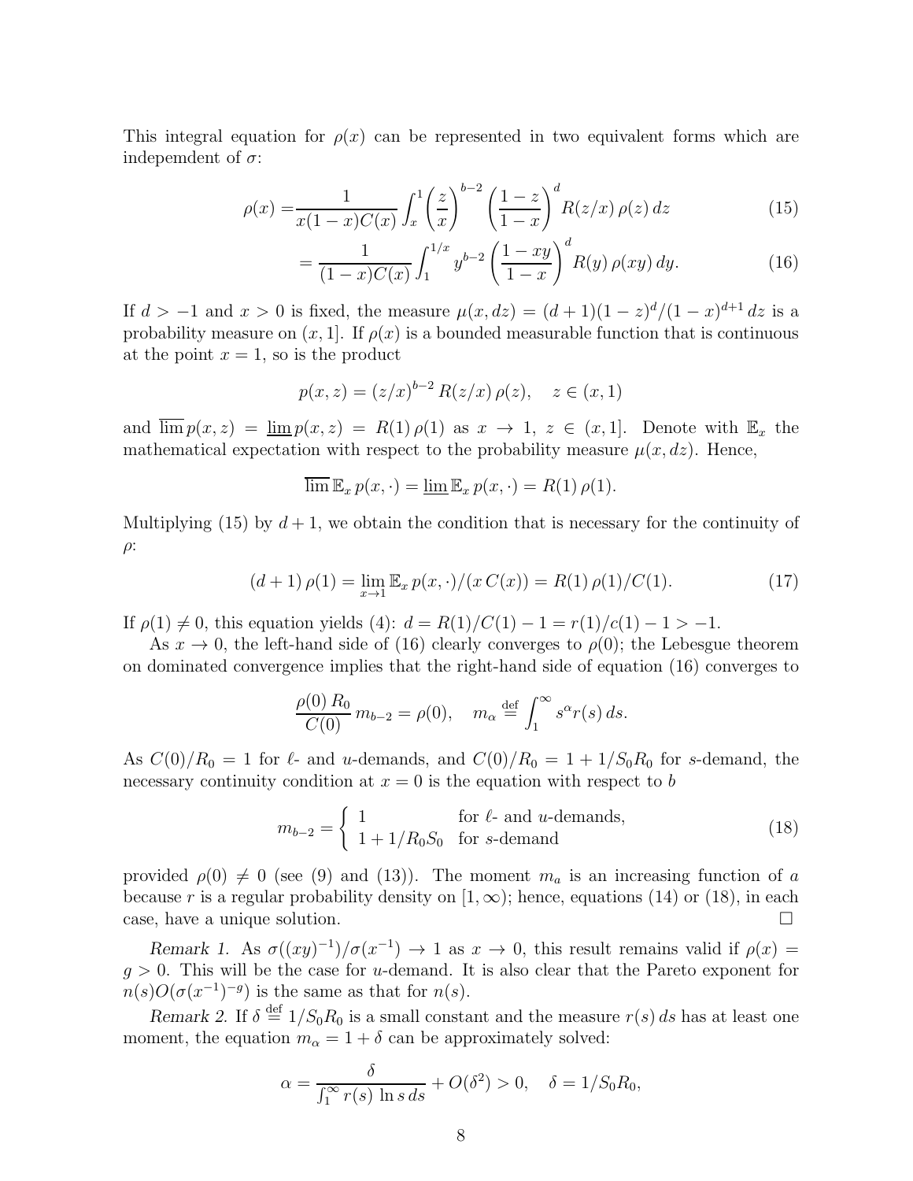This integral equation for $\rho(x)$ can be represented in two equivalent forms which are indepemdent of $\sigma$:

$$
\begin{aligned}
\rho(x) =& \frac{1}{x(1-x)C(x)} \int_x^1 \left(\frac{z}{x}\right)^{b-2} \left(\frac{1-z}{1-x}\right)^d R(z/x)\,\rho(z)\,dz & (15)\\
&= \frac{1}{(1-x)C(x)} \int_1^{1/x} y^{b-2} \left(\frac{1-xy}{1-x}\right)^d R(y)\,\rho(xy)\,dy. & (16)
\end{aligned}
$$

If $d > -1$ and $x > 0$ is fixed, the measure $\mu(x, dz) = (d+1)(1-z)^d/(1-x)^{d+1}\,dz$ is a probability measure on $(x, 1]$. If $\rho(x)$ is a bounded measurable function that is continuous at the point $x = 1$, so is the product

$$
p(x, z) = (z/x)^{b-2}\,R(z/x)\,\rho(z), \quad z \in (x, 1)
$$

and $\overline{\lim}\,p(x, z) = \underline{\lim}\,p(x, z) = R(1)\,\rho(1)$ as $x \to 1$, $z \in (x, 1]$. Denote with $\mathbb{E}_x$ the mathematical expectation with respect to the probability measure $\mu(x, dz)$. Hence,

$$
\overline{\lim}\,\mathbb{E}_x\,p(x,\cdot) = \underline{\lim}\,\mathbb{E}_x\,p(x,\cdot) = R(1)\,\rho(1).
$$

Multiplying (15) by $d + 1$, we obtain the condition that is necessary for the continuity of $\rho$:

$$
(d+1)\,\rho(1) = \lim_{x\to 1} \mathbb{E}_x\,p(x,\cdot)/(x\,C(x)) = R(1)\,\rho(1)/C(1). \tag{17}
$$

If $\rho(1) \neq 0$, this equation yields (4): $d = R(1)/C(1) - 1 = r(1)/c(1) - 1 > -1$.

As $x \to 0$, the left-hand side of (16) clearly converges to $\rho(0)$; the Lebesgue theorem on dominated convergence implies that the right-hand side of equation (16) converges to

$$
\frac{\rho(0)\,R_0}{C(0)}\,m_{b-2} = \rho(0), \quad m_\alpha \overset{\text{def}}{=} \int_1^\infty s^\alpha r(s)\,ds.
$$

As $C(0)/R_0 = 1$ for $\ell$- and $u$-demands, and $C(0)/R_0 = 1 + 1/S_0R_0$ for $s$-demand, the necessary continuity condition at $x = 0$ is the equation with respect to $b$

$$
m_{b-2} = \begin{cases} 1 & \text{for } \ell\text{- and } u\text{-demands,} \\ 1 + 1/R_0S_0 & \text{for } s\text{-demand} \end{cases} \tag{18}
$$

provided $\rho(0) \neq 0$ (see (9) and (13)). The moment $m_a$ is an increasing function of $a$ because $r$ is a regular probability density on $[1, \infty)$; hence, equations (14) or (18), in each case, have a unique solution. $\square$

*Remark 1.* As $\sigma((xy)^{-1})/\sigma(x^{-1}) \to 1$ as $x \to 0$, this result remains valid if $\rho(x) = g > 0$. This will be the case for $u$-demand. It is also clear that the Pareto exponent for $n(s)O(\sigma(x^{-1})^{-g})$ is the same as that for $n(s)$.

*Remark 2.* If $\delta \overset{\text{def}}{=} 1/S_0R_0$ is a small constant and the measure $r(s)\,ds$ has at least one moment, the equation $m_\alpha = 1 + \delta$ can be approximately solved:

$$
\alpha = \frac{\delta}{\int_1^\infty r(s)\,\ln s\,ds} + O(\delta^2) > 0, \quad \delta = 1/S_0R_0,
$$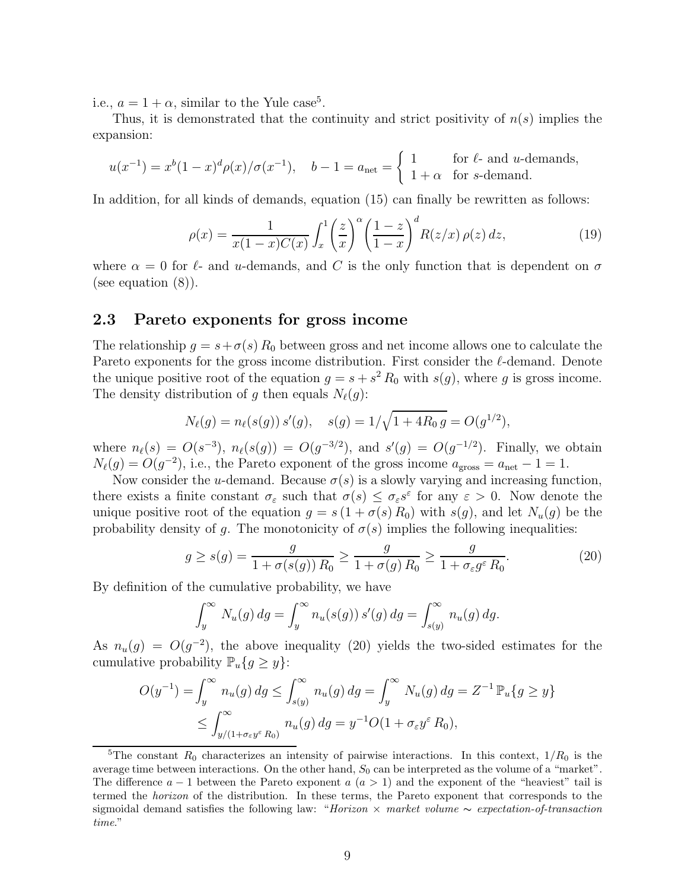i.e., $a = 1 + \alpha$, similar to the Yule case[5].

Thus, it is demonstrated that the continuity and strict positivity of $n(s)$ implies the expansion:

$$u(x^{-1}) = x^b(1-x)^d \rho(x)/\sigma(x^{-1}), \quad b - 1 = a_{\rm net} = \begin{cases} 1 & \text{for } \ell\text{- and } u\text{-demands,} \\ 1+\alpha & \text{for } s\text{-demand.} \end{cases}$$

In addition, for all kinds of demands, equation (15) can finally be rewritten as follows:

$$\rho(x) = \frac{1}{x(1-x)C(x)} \int_x^1 \left(\frac{z}{x}\right)^\alpha \left(\frac{1-z}{1-x}\right)^d R(z/x)\,\rho(z)\,dz, \tag{19}$$

where $\alpha = 0$ for $\ell$- and $u$-demands, and $C$ is the only function that is dependent on $\sigma$ (see equation (8)).

## 2.3 Pareto exponents for gross income

The relationship $g = s + \sigma(s)\,R_0$ between gross and net income allows one to calculate the Pareto exponents for the gross income distribution. First consider the $\ell$-demand. Denote the unique positive root of the equation $g = s + s^2\,R_0$ with $s(g)$, where $g$ is gross income. The density distribution of $g$ then equals $N_\ell(g)$:

$$N_\ell(g) = n_\ell(s(g))\,s'(g), \quad s(g) = 1/\sqrt{1 + 4R_0\,g} = O(g^{1/2}),$$

where $n_\ell(s) = O(s^{-3})$, $n_\ell(s(g)) = O(g^{-3/2})$, and $s'(g) = O(g^{-1/2})$. Finally, we obtain $N_\ell(g) = O(g^{-2})$, i.e., the Pareto exponent of the gross income $a_{\rm gross} = a_{\rm net} - 1 = 1$.

Now consider the $u$-demand. Because $\sigma(s)$ is a slowly varying and increasing function, there exists a finite constant $\sigma_\varepsilon$ such that $\sigma(s) \le \sigma_\varepsilon s^\varepsilon$ for any $\varepsilon > 0$. Now denote the unique positive root of the equation $g = s\,(1 + \sigma(s)\,R_0)$ with $s(g)$, and let $N_u(g)$ be the probability density of $g$. The monotonicity of $\sigma(s)$ implies the following inequalities:

$$g \ge s(g) = \frac{g}{1 + \sigma(s(g))\,R_0} \ge \frac{g}{1 + \sigma(g)\,R_0} \ge \frac{g}{1 + \sigma_\varepsilon g^\varepsilon\,R_0}. \tag{20}$$

By definition of the cumulative probability, we have

$$\int_y^\infty N_u(g)\,dg = \int_y^\infty n_u(s(g))\,s'(g)\,dg = \int_{s(y)}^\infty n_u(g)\,dg.$$

As $n_u(g) = O(g^{-2})$, the above inequality (20) yields the two-sided estimates for the cumulative probability $\mathbb{P}_u\{g \ge y\}$:

$$\begin{aligned} O(y^{-1}) = &\int_y^\infty n_u(g)\,dg \le \int_{s(y)}^\infty n_u(g)\,dg = \int_y^\infty N_u(g)\,dg = Z^{-1}\,\mathbb{P}_u\{g \ge y\} \\ &\le \int_{y/(1+\sigma_\varepsilon y^\varepsilon\,R_0)}^\infty n_u(g)\,dg = y^{-1} O(1 + \sigma_\varepsilon y^\varepsilon\,R_0), \end{aligned}$$

[5] The constant $R_0$ characterizes an intensity of pairwise interactions. In this context, $1/R_0$ is the average time between interactions. On the other hand, $S_0$ can be interpreted as the volume of a "market". The difference $a - 1$ between the Pareto exponent $a$ ($a > 1$) and the exponent of the "heaviest" tail is termed the *horizon* of the distribution. In these terms, the Pareto exponent that corresponds to the sigmoidal demand satisfies the following law: "*Horizon × market volume ∼ expectation-of-transaction time.*"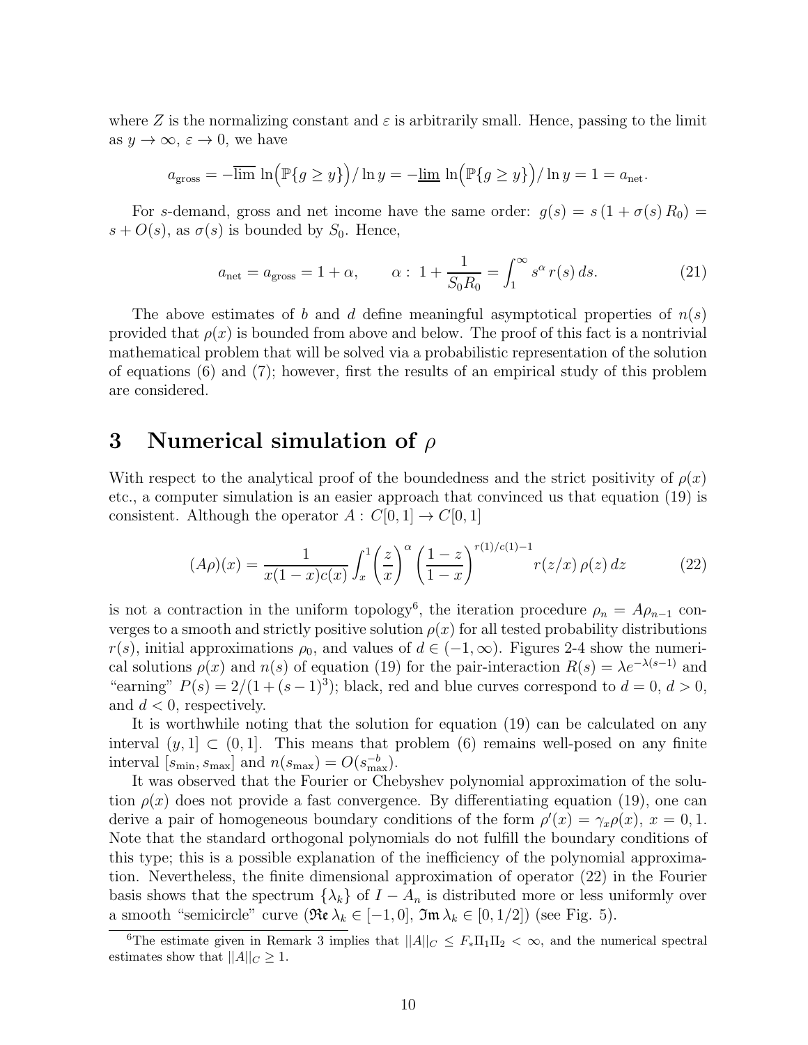where $Z$ is the normalizing constant and $\varepsilon$ is arbitrarily small. Hence, passing to the limit as $y \to \infty$, $\varepsilon \to 0$, we have

$$a_{\text{gross}} = -\overline{\lim}\ \ln\Big(\mathbb{P}\{g \geq y\}\Big)/\ln y = -\underline{\lim}\ \ln\Big(\mathbb{P}\{g \geq y\}\Big)/\ln y = 1 = a_{\text{net}}.$$

For $s$-demand, gross and net income have the same order: $g(s) = s\,(1 + \sigma(s)\,R_0) = s + O(s)$, as $\sigma(s)$ is bounded by $S_0$. Hence,

$$a_{\text{net}} = a_{\text{gross}} = 1 + \alpha, \qquad \alpha:\ 1 + \frac{1}{S_0 R_0} = \int_1^\infty s^\alpha\, r(s)\, ds. \tag{21}$$

The above estimates of $b$ and $d$ define meaningful asymptotical properties of $n(s)$ provided that $\rho(x)$ is bounded from above and below. The proof of this fact is a nontrivial mathematical problem that will be solved via a probabilistic representation of the solution of equations (6) and (7); however, first the results of an empirical study of this problem are considered.

# 3 Numerical simulation of $\rho$

With respect to the analytical proof of the boundedness and the strict positivity of $\rho(x)$ etc., a computer simulation is an easier approach that convinced us that equation (19) is consistent. Although the operator $A:\ C[0,1] \to C[0,1]$

$$(A\rho)(x) = \frac{1}{x(1-x)c(x)} \int_x^1 \left(\frac{z}{x}\right)^\alpha \left(\frac{1-z}{1-x}\right)^{r(1)/c(1)-1} r(z/x)\,\rho(z)\,dz \tag{22}$$

is not a contraction in the uniform topology[6], the iteration procedure $\rho_n = A\rho_{n-1}$ converges to a smooth and strictly positive solution $\rho(x)$ for all tested probability distributions $r(s)$, initial approximations $\rho_0$, and values of $d \in (-1, \infty)$. Figures 2-4 show the numerical solutions $\rho(x)$ and $n(s)$ of equation (19) for the pair-interaction $R(s) = \lambda e^{-\lambda(s-1)}$ and "earning" $P(s) = 2/(1 + (s-1)^3)$; black, red and blue curves correspond to $d = 0$, $d > 0$, and $d < 0$, respectively.

It is worthwhile noting that the solution for equation (19) can be calculated on any interval $(y, 1] \subset (0, 1]$. This means that problem (6) remains well-posed on any finite interval $[s_{\min}, s_{\max}]$ and $n(s_{\max}) = O(s_{\max}^{-b})$.

It was observed that the Fourier or Chebyshev polynomial approximation of the solution $\rho(x)$ does not provide a fast convergence. By differentiating equation (19), one can derive a pair of homogeneous boundary conditions of the form $\rho'(x) = \gamma_x \rho(x)$, $x = 0, 1$. Note that the standard orthogonal polynomials do not fulfill the boundary conditions of this type; this is a possible explanation of the inefficiency of the polynomial approximation. Nevertheless, the finite dimensional approximation of operator (22) in the Fourier basis shows that the spectrum $\{\lambda_k\}$ of $I - A_n$ is distributed more or less uniformly over a smooth "semicircle" curve ($\mathfrak{Re}\,\lambda_k \in [-1, 0]$, $\mathfrak{Im}\,\lambda_k \in [0, 1/2]$) (see Fig. 5).

---

[6] The estimate given in Remark 3 implies that $||A||_C \leq F_* \Pi_1 \Pi_2 < \infty$, and the numerical spectral estimates show that $||A||_C \geq 1$.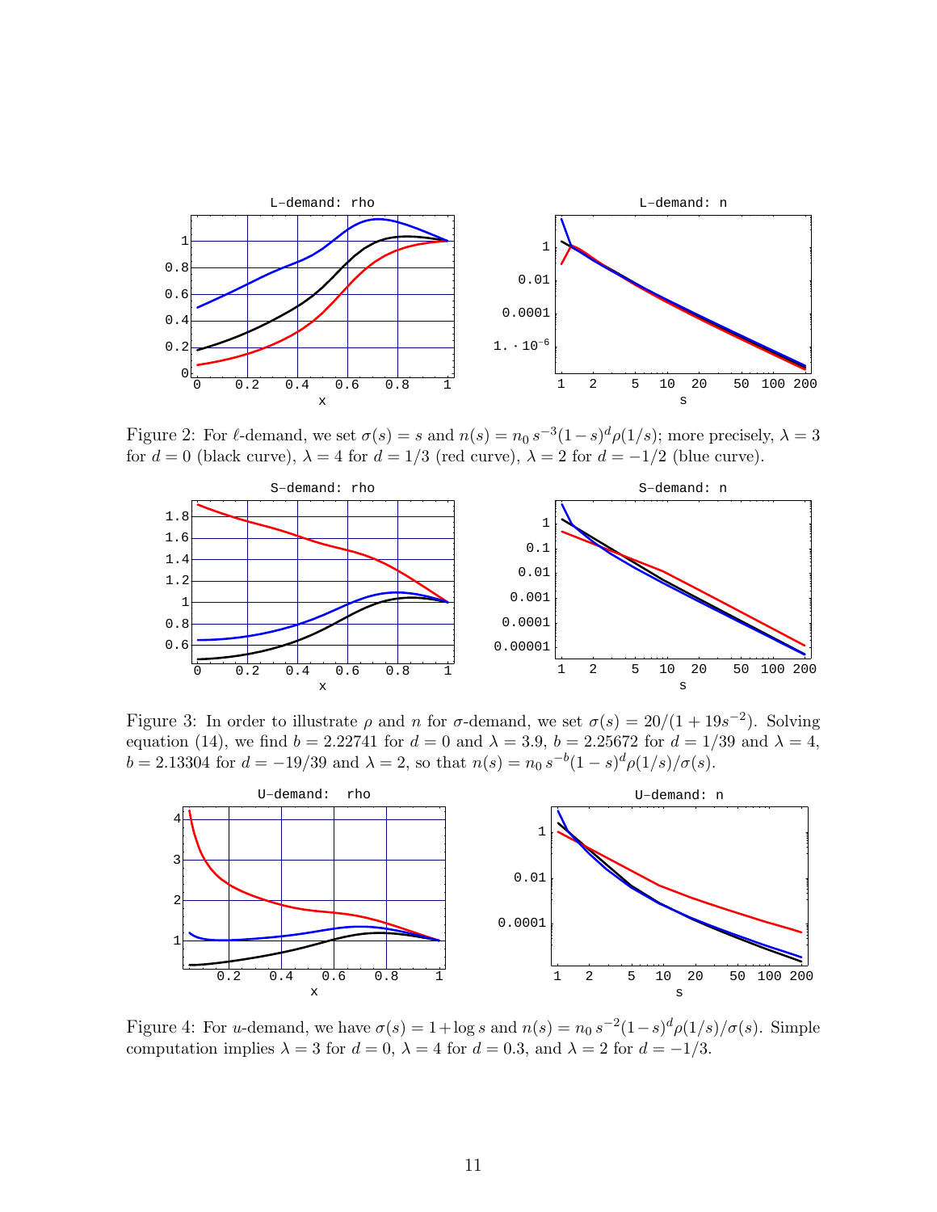Figure 2: For $\ell$-demand, we set $\sigma(s) = s$ and $n(s) = n_0 \, s^{-3}(1-s)^d \rho(1/s)$; more precisely, $\lambda = 3$ for $d = 0$ (black curve), $\lambda = 4$ for $d = 1/3$ (red curve), $\lambda = 2$ for $d = -1/2$ (blue curve).

Figure 3: In order to illustrate $\rho$ and $n$ for $\sigma$-demand, we set $\sigma(s) = 20/(1 + 19s^{-2})$. Solving equation (14), we find $b = 2.22741$ for $d = 0$ and $\lambda = 3.9$, $b = 2.25672$ for $d = 1/39$ and $\lambda = 4$, $b = 2.13304$ for $d = -19/39$ and $\lambda = 2$, so that $n(s) = n_0 \, s^{-b}(1-s)^d \rho(1/s)/\sigma(s)$.

Figure 4: For $u$-demand, we have $\sigma(s) = 1 + \log s$ and $n(s) = n_0 \, s^{-2}(1-s)^d \rho(1/s)/\sigma(s)$. Simple computation implies $\lambda = 3$ for $d = 0$, $\lambda = 4$ for $d = 0.3$, and $\lambda = 2$ for $d = -1/3$.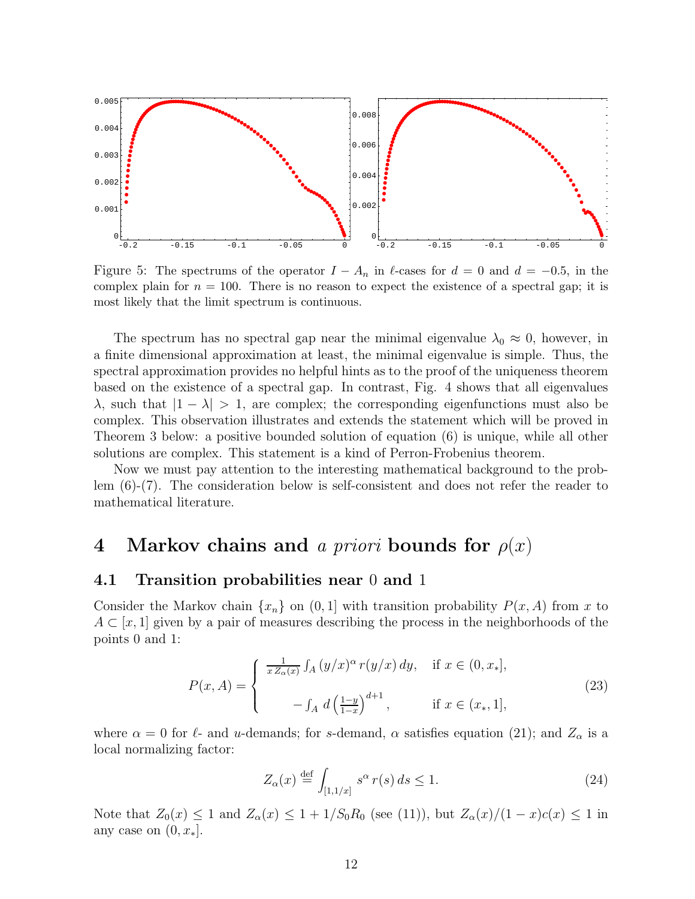Figure 5: The spectrums of the operator $I - A_n$ in $\ell$-cases for $d = 0$ and $d = -0.5$, in the complex plain for $n = 100$. There is no reason to expect the existence of a spectral gap; it is most likely that the limit spectrum is continuous.

The spectrum has no spectral gap near the minimal eigenvalue $\lambda_0 \approx 0$, however, in a finite dimensional approximation at least, the minimal eigenvalue is simple. Thus, the spectral approximation provides no helpful hints as to the proof of the uniqueness theorem based on the existence of a spectral gap. In contrast, Fig. 4 shows that all eigenvalues $\lambda$, such that $|1 - \lambda| > 1$, are complex; the corresponding eigenfunctions must also be complex. This observation illustrates and extends the statement which will be proved in Theorem 3 below: a positive bounded solution of equation (6) is unique, while all other solutions are complex. This statement is a kind of Perron-Frobenius theorem.

Now we must pay attention to the interesting mathematical background to the problem (6)-(7). The consideration below is self-consistent and does not refer the reader to mathematical literature.

# 4 Markov chains and *a priori* bounds for $\rho(x)$

## 4.1 Transition probabilities near 0 and 1

Consider the Markov chain $\{x_n\}$ on $(0, 1]$ with transition probability $P(x, A)$ from $x$ to $A \subset [x, 1]$ given by a pair of measures describing the process in the neighborhoods of the points 0 and 1:

$$
P(x, A) = \begin{cases} \frac{1}{x\, Z_\alpha(x)} \int_A (y/x)^\alpha \, r(y/x)\, dy, & \text{if } x \in (0, x_*], \\[2ex] -\int_A d\left(\frac{1-y}{1-x}\right)^{d+1}, & \text{if } x \in (x_*, 1], \end{cases} \tag{23}
$$

where $\alpha = 0$ for $\ell$- and $u$-demands; for $s$-demand, $\alpha$ satisfies equation (21); and $Z_\alpha$ is a local normalizing factor:

$$
Z_\alpha(x) \stackrel{\text{def}}{=} \int_{[1,1/x]} s^\alpha \, r(s)\, ds \le 1. \tag{24}
$$

Note that $Z_0(x) \le 1$ and $Z_\alpha(x) \le 1 + 1/S_0 R_0$ (see (11)), but $Z_\alpha(x)/(1-x)c(x) \le 1$ in any case on $(0, x_*]$.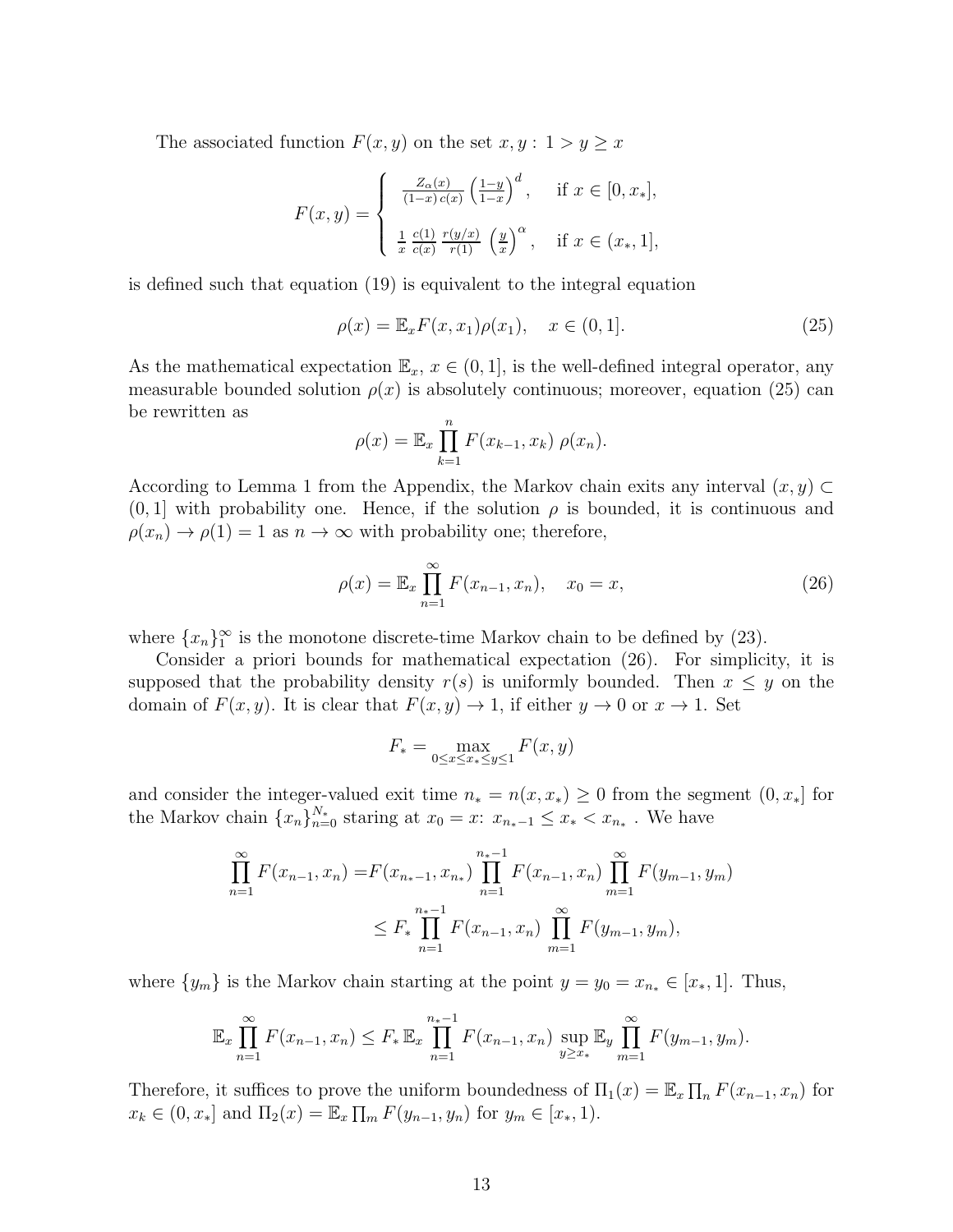The associated function $F(x, y)$ on the set $x, y :\ 1 > y \geq x$

$$
F(x,y) = \begin{cases} \frac{Z_\alpha(x)}{(1-x)\, c(x)} \left(\frac{1-y}{1-x}\right)^d, & \text{if } x \in [0, x_*], \\ \\ \frac{1}{x}\, \frac{c(1)}{c(x)}\, \frac{r(y/x)}{r(1)}\, \left(\frac{y}{x}\right)^\alpha, & \text{if } x \in (x_*, 1], \end{cases}
$$

is defined such that equation (19) is equivalent to the integral equation

$$
\rho(x) = \mathbb{E}_x F(x, x_1) \rho(x_1), \quad x \in (0, 1]. \tag{25}
$$

As the mathematical expectation $\mathbb{E}_x$, $x \in (0, 1]$, is the well-defined integral operator, any measurable bounded solution $\rho(x)$ is absolutely continuous; moreover, equation (25) can be rewritten as

$$
\rho(x) = \mathbb{E}_x \prod_{k=1}^{n} F(x_{k-1}, x_k)\ \rho(x_n).
$$

According to Lemma 1 from the Appendix, the Markov chain exits any interval $(x, y) \subset (0, 1]$ with probability one. Hence, if the solution $\rho$ is bounded, it is continuous and $\rho(x_n) \to \rho(1) = 1$ as $n \to \infty$ with probability one; therefore,

$$
\rho(x) = \mathbb{E}_x \prod_{n=1}^{\infty} F(x_{n-1}, x_n), \quad x_0 = x, \tag{26}
$$

where $\{x_n\}_1^\infty$ is the monotone discrete-time Markov chain to be defined by (23).

Consider a priori bounds for mathematical expectation (26). For simplicity, it is supposed that the probability density $r(s)$ is uniformly bounded. Then $x \leq y$ on the domain of $F(x, y)$. It is clear that $F(x, y) \to 1$, if either $y \to 0$ or $x \to 1$. Set

$$
F_* = \max_{0 \leq x \leq x_* \leq y \leq 1} F(x, y)
$$

and consider the integer-valued exit time $n_* = n(x, x_*) \geq 0$ from the segment $(0, x_*]$ for the Markov chain $\{x_n\}_{n=0}^{N_*}$ staring at $x_0 = x$: $x_{n_*-1} \leq x_* < x_{n_*}$ . We have

$$
\begin{aligned}
\prod_{n=1}^{\infty} F(x_{n-1}, x_n) =& F(x_{n_*-1}, x_{n_*}) \prod_{n=1}^{n_*-1} F(x_{n-1}, x_n) \prod_{m=1}^{\infty} F(y_{m-1}, y_m) \\
&\leq F_* \prod_{n=1}^{n_*-1} F(x_{n-1}, x_n)\ \prod_{m=1}^{\infty} F(y_{m-1}, y_m),
\end{aligned}
$$

where $\{y_m\}$ is the Markov chain starting at the point $y = y_0 = x_{n_*} \in [x_*, 1]$. Thus,

$$
\mathbb{E}_x \prod_{n=1}^{\infty} F(x_{n-1}, x_n) \leq F_* \, \mathbb{E}_x \prod_{n=1}^{n_*-1} F(x_{n-1}, x_n)\ \sup_{y \geq x_*} \mathbb{E}_y \prod_{m=1}^{\infty} F(y_{m-1}, y_m).
$$

Therefore, it suffices to prove the uniform boundedness of $\Pi_1(x) = \mathbb{E}_x \prod_n F(x_{n-1}, x_n)$ for $x_k \in (0, x_*]$ and $\Pi_2(x) = \mathbb{E}_x \prod_m F(y_{n-1}, y_n)$ for $y_m \in [x_*, 1)$.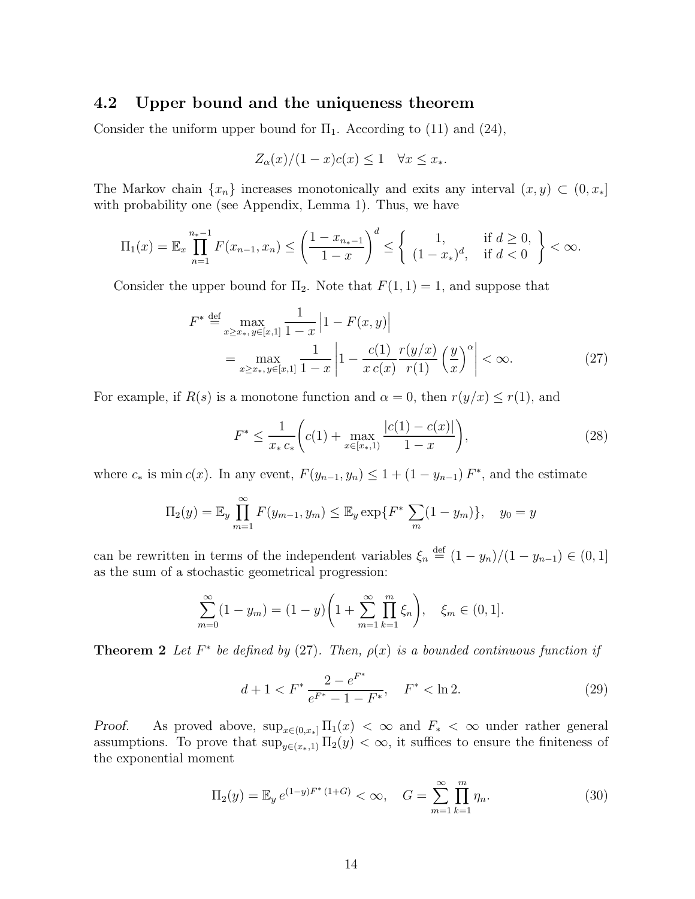### 4.2 Upper bound and the uniqueness theorem

Consider the uniform upper bound for $\Pi_1$. According to (11) and (24),

$$Z_\alpha(x)/(1-x)c(x) \le 1 \quad \forall x \le x_*.$$

The Markov chain $\{x_n\}$ increases monotonically and exits any interval $(x,y) \subset (0,x_*]$ with probability one (see Appendix, Lemma 1). Thus, we have

$$\Pi_1(x) = \mathbb{E}_x \prod_{n=1}^{n_*-1} F(x_{n-1},x_n) \le \left(\frac{1-x_{n_*-1}}{1-x}\right)^d \le \left\{ \begin{array}{ll} 1, & \text{if } d \ge 0, \\ (1-x_*)^d, & \text{if } d < 0 \end{array} \right\} < \infty.$$

Consider the upper bound for $\Pi_2$. Note that $F(1,1)=1$, and suppose that

$$\begin{aligned} F^* &\stackrel{\text{def}}{=} \max_{x \ge x_*,\, y \in [x,1]} \frac{1}{1-x} \Big| 1 - F(x,y) \Big| \\ &= \max_{x \ge x_*,\, y \in [x,1]} \frac{1}{1-x} \left| 1 - \frac{c(1)}{x\, c(x)} \frac{r(y/x)}{r(1)} \left(\frac{y}{x}\right)^\alpha \right| < \infty. \end{aligned} \tag{27}$$

For example, if $R(s)$ is a monotone function and $\alpha = 0$, then $r(y/x) \le r(1)$, and

$$F^* \le \frac{1}{x_*\, c_*} \left( c(1) + \max_{x \in [x_*,1)} \frac{|c(1)-c(x)|}{1-x} \right), \tag{28}$$

where $c_*$ is $\min c(x)$. In any event, $F(y_{n-1},y_n) \le 1 + (1-y_{n-1})\, F^*$, and the estimate

$$\Pi_2(y) = \mathbb{E}_y \prod_{m=1}^{\infty} F(y_{m-1},y_m) \le \mathbb{E}_y \exp\{F^* \sum_m (1-y_m)\}, \quad y_0 = y$$

can be rewritten in terms of the independent variables $\xi_n \stackrel{\text{def}}{=} (1-y_n)/(1-y_{n-1}) \in (0,1]$ as the sum of a stochastic geometrical progression:

$$\sum_{m=0}^{\infty} (1-y_m) = (1-y) \left( 1 + \sum_{m=1}^{\infty} \prod_{k=1}^{m} \xi_n \right), \quad \xi_m \in (0,1].$$

**Theorem 2** *Let $F^*$ be defined by (27). Then, $\rho(x)$ is a bounded continuous function if*

$$d + 1 < F^* \frac{2 - e^{F^*}}{e^{F^*} - 1 - F^*}, \quad F^* < \ln 2. \tag{29}$$

*Proof.* As proved above, $\sup_{x \in (0,x_*]} \Pi_1(x) < \infty$ and $F_* < \infty$ under rather general assumptions. To prove that $\sup_{y \in (x_*,1)} \Pi_2(y) < \infty$, it suffices to ensure the finiteness of the exponential moment

$$\Pi_2(y) = \mathbb{E}_y\, e^{(1-y)F^*(1+G)} < \infty, \quad G = \sum_{m=1}^{\infty} \prod_{k=1}^{m} \eta_n. \tag{30}$$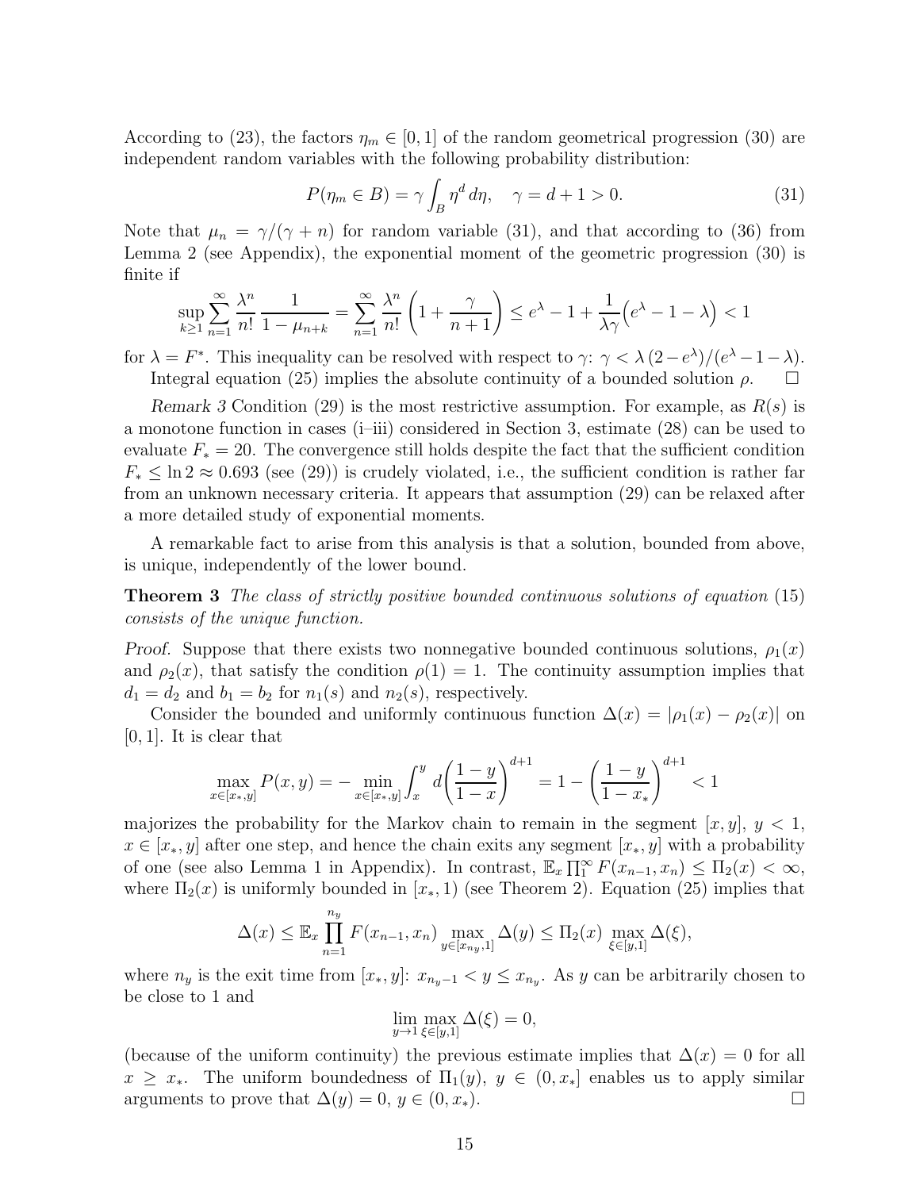According to (23), the factors $\eta_m \in [0,1]$ of the random geometrical progression (30) are independent random variables with the following probability distribution:

$$
P(\eta_m \in B) = \gamma \int_B \eta^d \, d\eta, \quad \gamma = d+1 > 0. \tag{31}
$$

Note that $\mu_n = \gamma/(\gamma+n)$ for random variable (31), and that according to (36) from Lemma 2 (see Appendix), the exponential moment of the geometric progression (30) is finite if

$$
\sup_{k\geq 1} \sum_{n=1}^{\infty} \frac{\lambda^n}{n!} \frac{1}{1-\mu_{n+k}} = \sum_{n=1}^{\infty} \frac{\lambda^n}{n!} \left(1 + \frac{\gamma}{n+1}\right) \leq e^{\lambda} - 1 + \frac{1}{\lambda \gamma}\Big(e^{\lambda} - 1 - \lambda\Big) < 1
$$

for $\lambda = F^*$. This inequality can be resolved with respect to $\gamma$: $\gamma < \lambda\,(2-e^{\lambda})/(e^{\lambda}-1-\lambda)$.

Integral equation (25) implies the absolute continuity of a bounded solution $\rho$. $\square$

*Remark 3* Condition (29) is the most restrictive assumption. For example, as $R(s)$ is a monotone function in cases (i–iii) considered in Section 3, estimate (28) can be used to evaluate $F_* = 20$. The convergence still holds despite the fact that the sufficient condition $F_* \leq \ln 2 \approx 0.693$ (see (29)) is crudely violated, i.e., the sufficient condition is rather far from an unknown necessary criteria. It appears that assumption (29) can be relaxed after a more detailed study of exponential moments.

A remarkable fact to arise from this analysis is that a solution, bounded from above, is unique, independently of the lower bound.

**Theorem 3** *The class of strictly positive bounded continuous solutions of equation* (15) *consists of the unique function.*

*Proof.* Suppose that there exists two nonnegative bounded continuous solutions, $\rho_1(x)$ and $\rho_2(x)$, that satisfy the condition $\rho(1) = 1$. The continuity assumption implies that $d_1 = d_2$ and $b_1 = b_2$ for $n_1(s)$ and $n_2(s)$, respectively.

Consider the bounded and uniformly continuous function $\Delta(x) = |\rho_1(x) - \rho_2(x)|$ on $[0,1]$. It is clear that

$$
\max_{x\in[x_*,y]} P(x,y) = -\min_{x\in[x_*,y]} \int_x^y d\left(\frac{1-y}{1-x}\right)^{d+1} = 1 - \left(\frac{1-y}{1-x_*}\right)^{d+1} < 1
$$

majorizes the probability for the Markov chain to remain in the segment $[x,y]$, $y<1$, $x \in [x_*,y]$ after one step, and hence the chain exits any segment $[x_*,y]$ with a probability of one (see also Lemma 1 in Appendix). In contrast, $\mathbb{E}_x \prod_1^\infty F(x_{n-1},x_n) \leq \Pi_2(x) < \infty$, where $\Pi_2(x)$ is uniformly bounded in $[x_*,1)$ (see Theorem 2). Equation (25) implies that

$$
\Delta(x) \leq \mathbb{E}_x \prod_{n=1}^{n_y} F(x_{n-1},x_n) \max_{y\in[x_{n_y},1]} \Delta(y) \leq \Pi_2(x) \max_{\xi\in[y,1]} \Delta(\xi),
$$

where $n_y$ is the exit time from $[x_*,y]$: $x_{n_y-1} < y \leq x_{n_y}$. As $y$ can be arbitrarily chosen to be close to 1 and

$$
\lim_{y\to 1} \max_{\xi\in[y,1]} \Delta(\xi) = 0,
$$

(because of the uniform continuity) the previous estimate implies that $\Delta(x) = 0$ for all $x \geq x_*$. The uniform boundedness of $\Pi_1(y)$, $y \in (0,x_*]$ enables us to apply similar arguments to prove that $\Delta(y) = 0$, $y \in (0,x_*)$. $\square$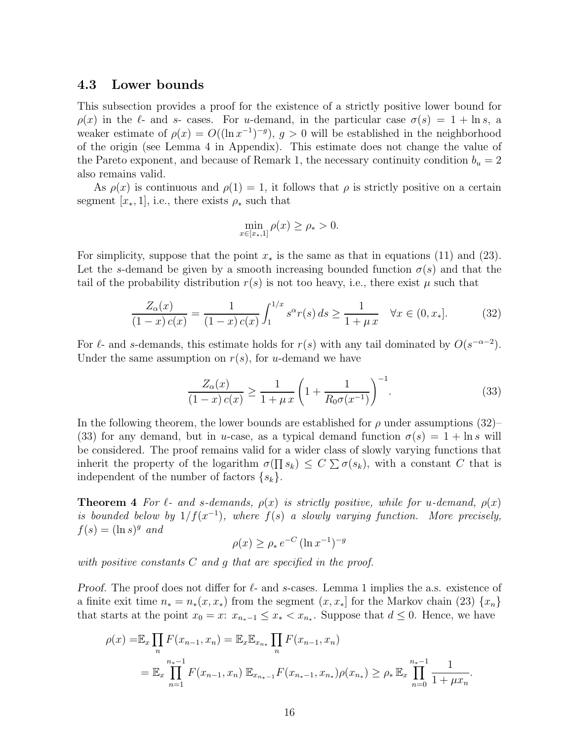### 4.3 Lower bounds

This subsection provides a proof for the existence of a strictly positive lower bound for $\rho(x)$ in the $\ell$- and $s$- cases. For $u$-demand, in the particular case $\sigma(s) = 1 + \ln s$, a weaker estimate of $\rho(x) = O((\ln x^{-1})^{-g})$, $g > 0$ will be established in the neighborhood of the origin (see Lemma 4 in Appendix). This estimate does not change the value of the Pareto exponent, and because of Remark 1, the necessary continuity condition $b_u = 2$ also remains valid.

As $\rho(x)$ is continuous and $\rho(1) = 1$, it follows that $\rho$ is strictly positive on a certain segment $[x_*, 1]$, i.e., there exists $\rho_*$ such that

$$\min_{x\in[x_*,1]} \rho(x) \geq \rho_* > 0.$$

For simplicity, suppose that the point $x_*$ is the same as that in equations (11) and (23). Let the $s$-demand be given by a smooth increasing bounded function $\sigma(s)$ and that the tail of the probability distribution $r(s)$ is not too heavy, i.e., there exist $\mu$ such that

$$\frac{Z_\alpha(x)}{(1-x)\,c(x)} = \frac{1}{(1-x)\,c(x)} \int_1^{1/x} s^\alpha r(s)\,ds \geq \frac{1}{1+\mu\,x} \quad \forall x \in (0, x_*]. \tag{32}$$

For $\ell$- and $s$-demands, this estimate holds for $r(s)$ with any tail dominated by $O(s^{-\alpha-2})$. Under the same assumption on $r(s)$, for $u$-demand we have

$$\frac{Z_\alpha(x)}{(1-x)\,c(x)} \geq \frac{1}{1+\mu\,x}\left(1 + \frac{1}{R_0\sigma(x^{-1})}\right)^{-1}. \tag{33}$$

In the following theorem, the lower bounds are established for $\rho$ under assumptions (32)–(33) for any demand, but in $u$-case, as a typical demand function $\sigma(s) = 1 + \ln s$ will be considered. The proof remains valid for a wider class of slowly varying functions that inherit the property of the logarithm $\sigma(\prod s_k) \leq C \sum \sigma(s_k)$, with a constant $C$ that is independent of the number of factors $\{s_k\}$.

**Theorem 4** *For $\ell$- and $s$-demands, $\rho(x)$ is strictly positive, while for $u$-demand, $\rho(x)$ is bounded below by $1/f(x^{-1})$, where $f(s)$ a slowly varying function. More precisely, $f(s) = (\ln s)^g$ and*

$$\rho(x) \geq \rho_*\, e^{-C}\, (\ln x^{-1})^{-g}$$

*with positive constants $C$ and $g$ that are specified in the proof.*

*Proof.* The proof does not differ for $\ell$- and $s$-cases. Lemma 1 implies the a.s. existence of a finite exit time $n_* = n_*(x, x_*)$ from the segment $(x, x_*]$ for the Markov chain (23) $\{x_n\}$ that starts at the point $x_0 = x$: $x_{n_*-1} \leq x_* < x_{n_*}$. Suppose that $d \leq 0$. Hence, we have

$$\begin{aligned}
\rho(x) =& \mathbb{E}_x \prod_n F(x_{n-1}, x_n) = \mathbb{E}_x \mathbb{E}_{x_{n_*}} \prod_n F(x_{n-1}, x_n) \\
&= \mathbb{E}_x \prod_{n=1}^{n_*-1} F(x_{n-1}, x_n)\; \mathbb{E}_{x_{n_*-1}} F(x_{n_*-1}, x_{n_*}) \rho(x_{n_*}) \geq \rho_*\, \mathbb{E}_x \prod_{n=0}^{n_*-1} \frac{1}{1+\mu x_n}.
\end{aligned}$$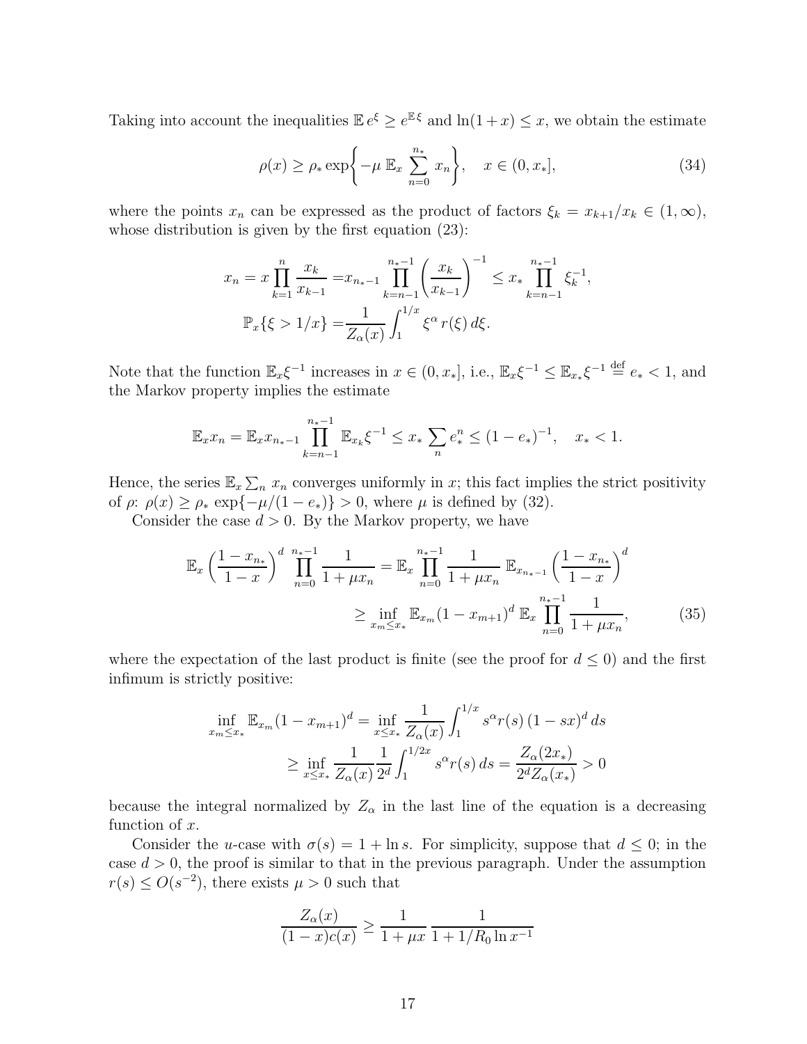Taking into account the inequalities $\mathbb{E}\, e^{\xi} \geq e^{\mathbb{E}\xi}$ and $\ln(1+x) \leq x$, we obtain the estimate

$$\rho(x) \geq \rho_* \exp\biggl\{-\mu\; \mathbb{E}_x \sum_{n=0}^{n_*} x_n\biggr\}, \quad x \in (0, x_*], \tag{34}$$

where the points $x_n$ can be expressed as the product of factors $\xi_k = x_{k+1}/x_k \in (1, \infty)$, whose distribution is given by the first equation (23):

$$x_n = x \prod_{k=1}^{n} \frac{x_k}{x_{k-1}} = x_{n_*-1} \prod_{k=n-1}^{n_*-1} \left(\frac{x_k}{x_{k-1}}\right)^{-1} \leq x_* \prod_{k=n-1}^{n_*-1} \xi_k^{-1},$$

$$\mathbb{P}_x\{\xi > 1/x\} = \frac{1}{Z_\alpha(x)} \int_1^{1/x} \xi^\alpha\, r(\xi)\, d\xi.$$

Note that the function $\mathbb{E}_x \xi^{-1}$ increases in $x \in (0, x_*]$, i.e., $\mathbb{E}_x \xi^{-1} \leq \mathbb{E}_{x_*} \xi^{-1} \overset{\text{def}}{=} e_* < 1$, and the Markov property implies the estimate

$$\mathbb{E}_x x_n = \mathbb{E}_x x_{n_*-1} \prod_{k=n-1}^{n_*-1} \mathbb{E}_{x_k} \xi^{-1} \leq x_* \sum_n e_*^n \leq (1-e_*)^{-1}, \quad x_* < 1.$$

Hence, the series $\mathbb{E}_x \sum_n x_n$ converges uniformly in $x$; this fact implies the strict positivity of $\rho$: $\rho(x) \geq \rho_* \exp\{-\mu/(1-e_*)\} > 0$, where $\mu$ is defined by (32).

Consider the case $d > 0$. By the Markov property, we have

$$\begin{aligned}
\mathbb{E}_x \left(\frac{1-x_{n_*}}{1-x}\right)^d \prod_{n=0}^{n_*-1} \frac{1}{1+\mu x_n} &= \mathbb{E}_x \prod_{n=0}^{n_*-1} \frac{1}{1+\mu x_n}\; \mathbb{E}_{x_{n_*-1}} \left(\frac{1-x_{n_*}}{1-x}\right)^d \\
&\geq \inf_{x_m \leq x_*} \mathbb{E}_{x_m} (1-x_{m+1})^d\; \mathbb{E}_x \prod_{n=0}^{n_*-1} \frac{1}{1+\mu x_n},
\end{aligned} \tag{35}$$

where the expectation of the last product is finite (see the proof for $d \leq 0$) and the first infimum is strictly positive:

$$\begin{aligned}
\inf_{x_m \leq x_*} \mathbb{E}_{x_m} (1-x_{m+1})^d &= \inf_{x \leq x_*} \frac{1}{Z_\alpha(x)} \int_1^{1/x} s^\alpha r(s)\, (1-sx)^d\, ds \\
&\geq \inf_{x \leq x_*} \frac{1}{Z_\alpha(x)} \frac{1}{2^d} \int_1^{1/2x} s^\alpha r(s)\, ds = \frac{Z_\alpha(2x_*)}{2^d Z_\alpha(x_*)} > 0
\end{aligned}$$

because the integral normalized by $Z_\alpha$ in the last line of the equation is a decreasing function of $x$.

Consider the $u$-case with $\sigma(s) = 1 + \ln s$. For simplicity, suppose that $d \leq 0$; in the case $d > 0$, the proof is similar to that in the previous paragraph. Under the assumption $r(s) \leq O(s^{-2})$, there exists $\mu > 0$ such that

$$\frac{Z_\alpha(x)}{(1-x)c(x)} \geq \frac{1}{1+\mu x} \, \frac{1}{1 + 1/R_0 \ln x^{-1}}$$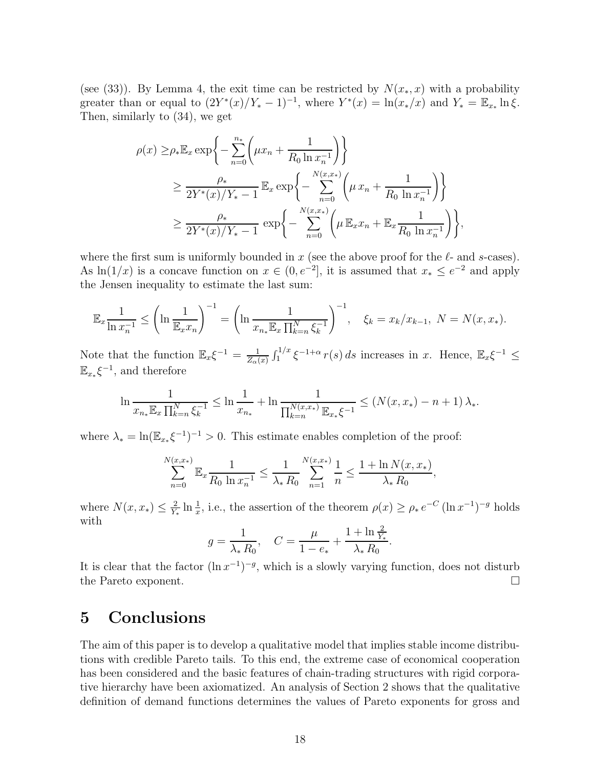(see (33)). By Lemma 4, the exit time can be restricted by $N(x_*, x)$ with a probability greater than or equal to $(2Y^*(x)/Y_* - 1)^{-1}$, where $Y^*(x) = \ln(x_*/x)$ and $Y_* = \mathbb{E}_{x_*} \ln \xi$. Then, similarly to (34), we get

$$
\begin{aligned}
\rho(x) \geq & \rho_* \mathbb{E}_x \exp\bigg\{ - \sum_{n=0}^{n_*} \bigg( \mu x_n + \frac{1}{R_0 \ln x_n^{-1}} \bigg) \bigg\} \\
& \geq \frac{\rho_*}{2Y^*(x)/Y_* - 1} \, \mathbb{E}_x \exp\bigg\{ - \sum_{n=0}^{N(x,x_*)} \bigg( \mu \, x_n + \frac{1}{R_0 \, \ln x_n^{-1}} \bigg) \bigg\} \\
& \geq \frac{\rho_*}{2Y^*(x)/Y_* - 1} \, \exp\bigg\{ - \sum_{n=0}^{N(x,x_*)} \bigg( \mu \, \mathbb{E}_x x_n + \mathbb{E}_x \frac{1}{R_0 \, \ln x_n^{-1}} \bigg) \bigg\},
\end{aligned}
$$

where the first sum is uniformly bounded in $x$ (see the above proof for the $\ell$- and $s$-cases). As $\ln(1/x)$ is a concave function on $x \in (0, e^{-2}]$, it is assumed that $x_* \leq e^{-2}$ and apply the Jensen inequality to estimate the last sum:

$$
\mathbb{E}_x \frac{1}{\ln x_n^{-1}} \leq \left( \ln \frac{1}{\mathbb{E}_x x_n} \right)^{-1} = \left( \ln \frac{1}{x_{n_*} \mathbb{E}_x \prod_{k=n}^{N} \xi_k^{-1}} \right)^{-1}, \quad \xi_k = x_k / x_{k-1}, \; N = N(x, x_*).
$$

Note that the function $\mathbb{E}_x \xi^{-1} = \frac{1}{Z_\alpha(x)} \int_1^{1/x} \xi^{-1+\alpha} \, r(s) \, ds$ increases in $x$. Hence, $\mathbb{E}_x \xi^{-1} \leq \mathbb{E}_{x_*} \xi^{-1}$, and therefore

$$
\ln \frac{1}{x_{n_*} \mathbb{E}_x \prod_{k=n}^{N} \xi_k^{-1}} \leq \ln \frac{1}{x_{n_*}} + \ln \frac{1}{\prod_{k=n}^{N(x,x_*)} \mathbb{E}_{x_*} \xi^{-1}} \leq (N(x, x_*) - n + 1) \, \lambda_*.
$$

where $\lambda_* = \ln(\mathbb{E}_{x_*} \xi^{-1})^{-1} > 0$. This estimate enables completion of the proof:

$$
\sum_{n=0}^{N(x,x_*)} \mathbb{E}_x \frac{1}{R_0 \, \ln x_n^{-1}} \leq \frac{1}{\lambda_* \, R_0} \sum_{n=1}^{N(x,x_*)} \frac{1}{n} \leq \frac{1 + \ln N(x, x_*)}{\lambda_* \, R_0},
$$

where $N(x, x_*) \leq \frac{2}{Y_*} \ln \frac{1}{x}$, i.e., the assertion of the theorem $\rho(x) \geq \rho_* \, e^{-C} \, (\ln x^{-1})^{-g}$ holds with

$$
g = \frac{1}{\lambda_* \, R_0}, \quad C = \frac{\mu}{1 - e_*} + \frac{1 + \ln \frac{2}{Y_*}}{\lambda_* \, R_0}.
$$

It is clear that the factor $(\ln x^{-1})^{-g}$, which is a slowly varying function, does not disturb the Pareto exponent. □

# 5 Conclusions

The aim of this paper is to develop a qualitative model that implies stable income distributions with credible Pareto tails. To this end, the extreme case of economical cooperation has been considered and the basic features of chain-trading structures with rigid corporative hierarchy have been axiomatized. An analysis of Section 2 shows that the qualitative definition of demand functions determines the values of Pareto exponents for gross and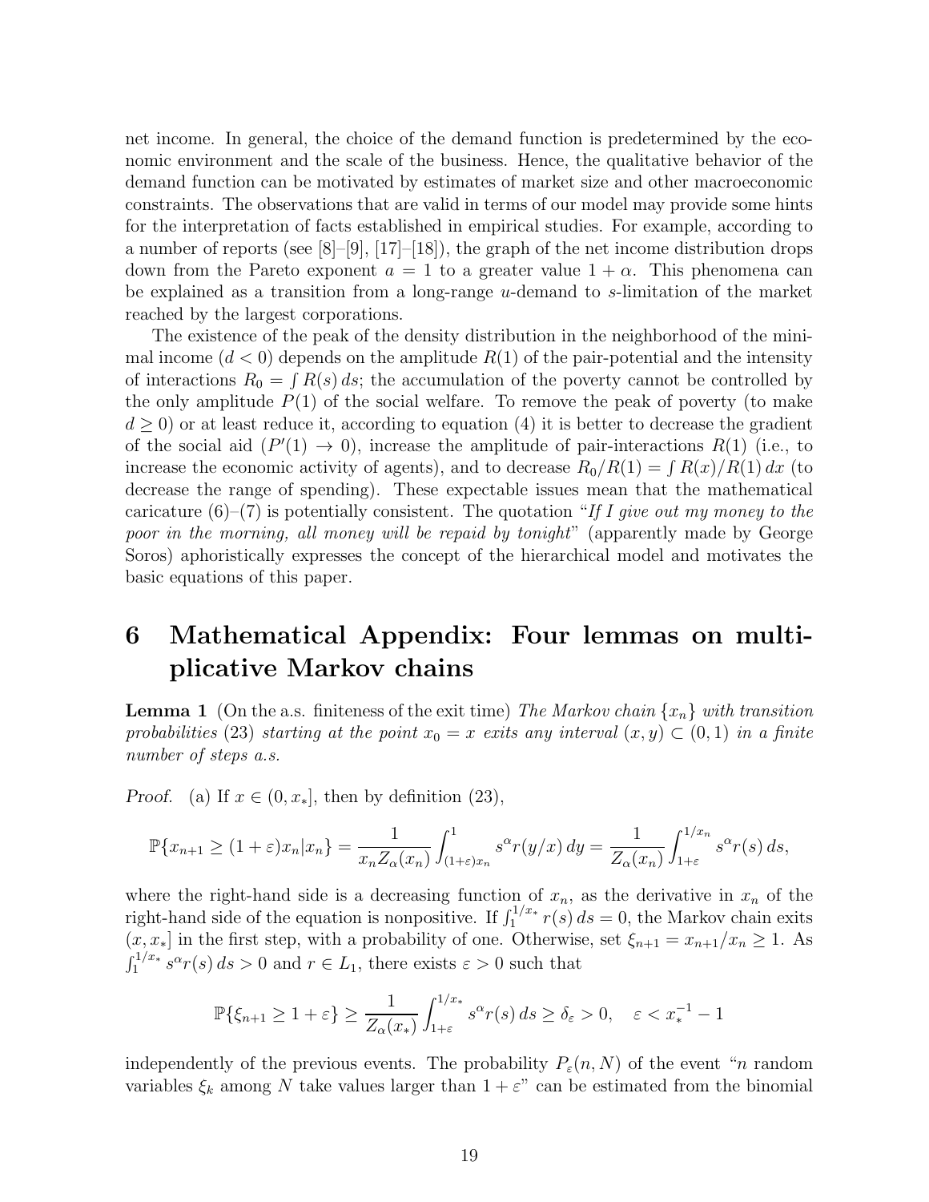net income. In general, the choice of the demand function is predetermined by the economic environment and the scale of the business. Hence, the qualitative behavior of the demand function can be motivated by estimates of market size and other macroeconomic constraints. The observations that are valid in terms of our model may provide some hints for the interpretation of facts established in empirical studies. For example, according to a number of reports (see [8]–[9], [17]–[18]), the graph of the net income distribution drops down from the Pareto exponent $a = 1$ to a greater value $1 + \alpha$. This phenomena can be explained as a transition from a long-range $u$-demand to $s$-limitation of the market reached by the largest corporations.

The existence of the peak of the density distribution in the neighborhood of the minimal income ($d < 0$) depends on the amplitude $R(1)$ of the pair-potential and the intensity of interactions $R_0 = \int R(s)\,ds$; the accumulation of the poverty cannot be controlled by the only amplitude $P(1)$ of the social welfare. To remove the peak of poverty (to make $d \geq 0$) or at least reduce it, according to equation (4) it is better to decrease the gradient of the social aid ($P'(1) \to 0$), increase the amplitude of pair-interactions $R(1)$ (i.e., to increase the economic activity of agents), and to decrease $R_0/R(1) = \int R(x)/R(1)\,dx$ (to decrease the range of spending). These expectable issues mean that the mathematical caricature (6)–(7) is potentially consistent. The quotation "*If I give out my money to the poor in the morning, all money will be repaid by tonight*" (apparently made by George Soros) aphoristically expresses the concept of the hierarchical model and motivates the basic equations of this paper.

# 6 Mathematical Appendix: Four lemmas on multiplicative Markov chains

**Lemma 1** (On the a.s. finiteness of the exit time) *The Markov chain $\{x_n\}$ with transition probabilities (23) starting at the point $x_0 = x$ exits any interval $(x, y) \subset (0, 1)$ in a finite number of steps a.s.*

*Proof.* (a) If $x \in (0, x_*]$, then by definition (23),

$$\mathbb{P}\{x_{n+1} \geq (1+\varepsilon)x_n | x_n\} = \frac{1}{x_n Z_\alpha(x_n)} \int_{(1+\varepsilon)x_n}^{1} s^\alpha r(y/x)\,dy = \frac{1}{Z_\alpha(x_n)} \int_{1+\varepsilon}^{1/x_n} s^\alpha r(s)\,ds,$$

where the right-hand side is a decreasing function of $x_n$, as the derivative in $x_n$ of the right-hand side of the equation is nonpositive. If $\int_1^{1/x_*} r(s)\,ds = 0$, the Markov chain exits $(x, x_*]$ in the first step, with a probability of one. Otherwise, set $\xi_{n+1} = x_{n+1}/x_n \geq 1$. As $\int_1^{1/x_*} s^\alpha r(s)\,ds > 0$ and $r \in L_1$, there exists $\varepsilon > 0$ such that

$$\mathbb{P}\{\xi_{n+1} \geq 1 + \varepsilon\} \geq \frac{1}{Z_\alpha(x_*)} \int_{1+\varepsilon}^{1/x_*} s^\alpha r(s)\,ds \geq \delta_\varepsilon > 0, \quad \varepsilon < x_*^{-1} - 1$$

independently of the previous events. The probability $P_\varepsilon(n, N)$ of the event "$n$ random variables $\xi_k$ among $N$ take values larger than $1 + \varepsilon$" can be estimated from the binomial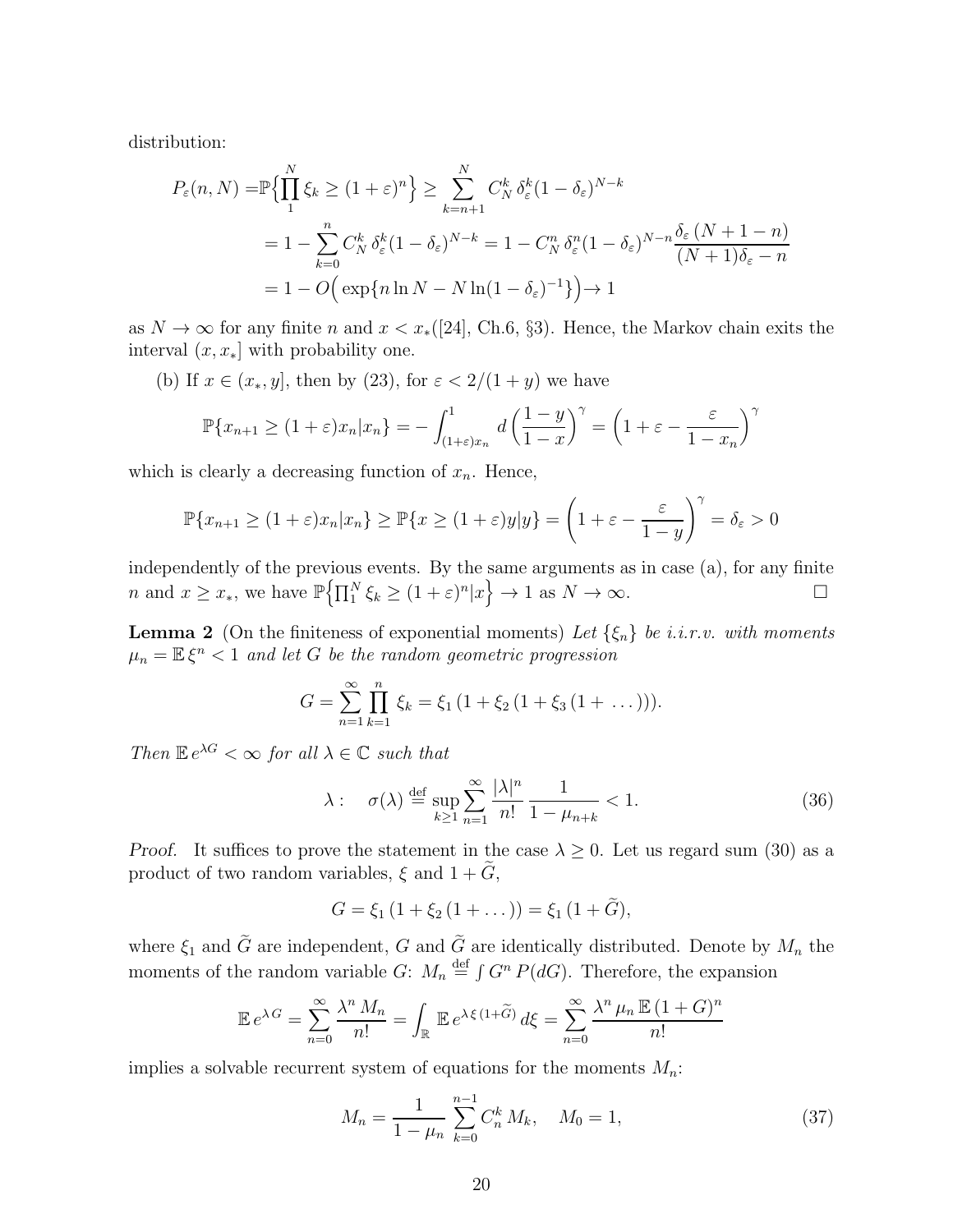distribution:

$$
\begin{aligned}
P_\varepsilon(n,N) =&\mathbb{P}\Big\{\prod_1^N \xi_k \geq (1+\varepsilon)^n\Big\} \geq \sum_{k=n+1}^{N} C_N^k\, \delta_\varepsilon^k (1-\delta_\varepsilon)^{N-k} \\
&= 1 - \sum_{k=0}^{n} C_N^k\, \delta_\varepsilon^k (1-\delta_\varepsilon)^{N-k} = 1 - C_N^n\, \delta_\varepsilon^n (1-\delta_\varepsilon)^{N-n} \frac{\delta_\varepsilon\,(N+1-n)}{(N+1)\delta_\varepsilon - n} \\
&= 1 - O\Big(\exp\{n \ln N - N \ln(1-\delta_\varepsilon)^{-1}\}\Big) \to 1
\end{aligned}
$$

as $N \to \infty$ for any finite $n$ and $x < x_*$([24], Ch.6, §3). Hence, the Markov chain exits the interval $(x, x_*]$ with probability one.

(b) If $x \in (x_*, y]$, then by (23), for $\varepsilon < 2/(1+y)$ we have

$$
\mathbb{P}\{x_{n+1} \geq (1+\varepsilon)x_n | x_n\} = -\int_{(1+\varepsilon)x_n}^{1} d\left(\frac{1-y}{1-x}\right)^{\gamma} = \left(1 + \varepsilon - \frac{\varepsilon}{1-x_n}\right)^{\gamma}
$$

which is clearly a decreasing function of $x_n$. Hence,

$$
\mathbb{P}\{x_{n+1} \geq (1+\varepsilon)x_n | x_n\} \geq \mathbb{P}\{x \geq (1+\varepsilon)y | y\} = \left(1 + \varepsilon - \frac{\varepsilon}{1-y}\right)^{\gamma} = \delta_\varepsilon > 0
$$

independently of the previous events. By the same arguments as in case (a), for any finite $n$ and $x \geq x_*$, we have $\mathbb{P}\Big\{\prod_1^N \xi_k \geq (1+\varepsilon)^n | x\Big\} \to 1$ as $N \to \infty$. □

**Lemma 2** (On the finiteness of exponential moments) *Let $\{\xi_n\}$ be i.i.r.v. with moments $\mu_n = \mathbb{E}\,\xi^n < 1$ and let $G$ be the random geometric progression*

$$
G = \sum_{n=1}^{\infty} \prod_{k=1}^{n} \xi_k = \xi_1\,(1 + \xi_2\,(1 + \xi_3\,(1 + \dots))).
$$

*Then $\mathbb{E}\,e^{\lambda G} < \infty$ for all $\lambda \in \mathbb{C}$ such that*

$$
\lambda: \quad \sigma(\lambda) \overset{\text{def}}{=} \sup_{k\geq 1} \sum_{n=1}^{\infty} \frac{|\lambda|^n}{n!}\, \frac{1}{1-\mu_{n+k}} < 1. \tag{36}
$$

*Proof.* It suffices to prove the statement in the case $\lambda \geq 0$. Let us regard sum (30) as a product of two random variables, $\xi$ and $1 + \widetilde{G}$,

$$
G = \xi_1\,(1 + \xi_2\,(1 + \dots)) = \xi_1\,(1 + \widetilde{G}),
$$

where $\xi_1$ and $\widetilde{G}$ are independent, $G$ and $\widetilde{G}$ are identically distributed. Denote by $M_n$ the moments of the random variable $G$: $M_n \overset{\text{def}}{=} \int G^n\, P(dG)$. Therefore, the expansion

$$
\mathbb{E}\,e^{\lambda\, G} = \sum_{n=0}^{\infty} \frac{\lambda^n\, M_n}{n!} = \int_{\mathbb{R}} \mathbb{E}\,e^{\lambda\,\xi\,(1+\widetilde{G})}\,d\xi = \sum_{n=0}^{\infty} \frac{\lambda^n\,\mu_n\,\mathbb{E}\,(1+G)^n}{n!}
$$

implies a solvable recurrent system of equations for the moments $M_n$:

$$
M_n = \frac{1}{1-\mu_n} \sum_{k=0}^{n-1} C_n^k\, M_k, \quad M_0 = 1, \tag{37}
$$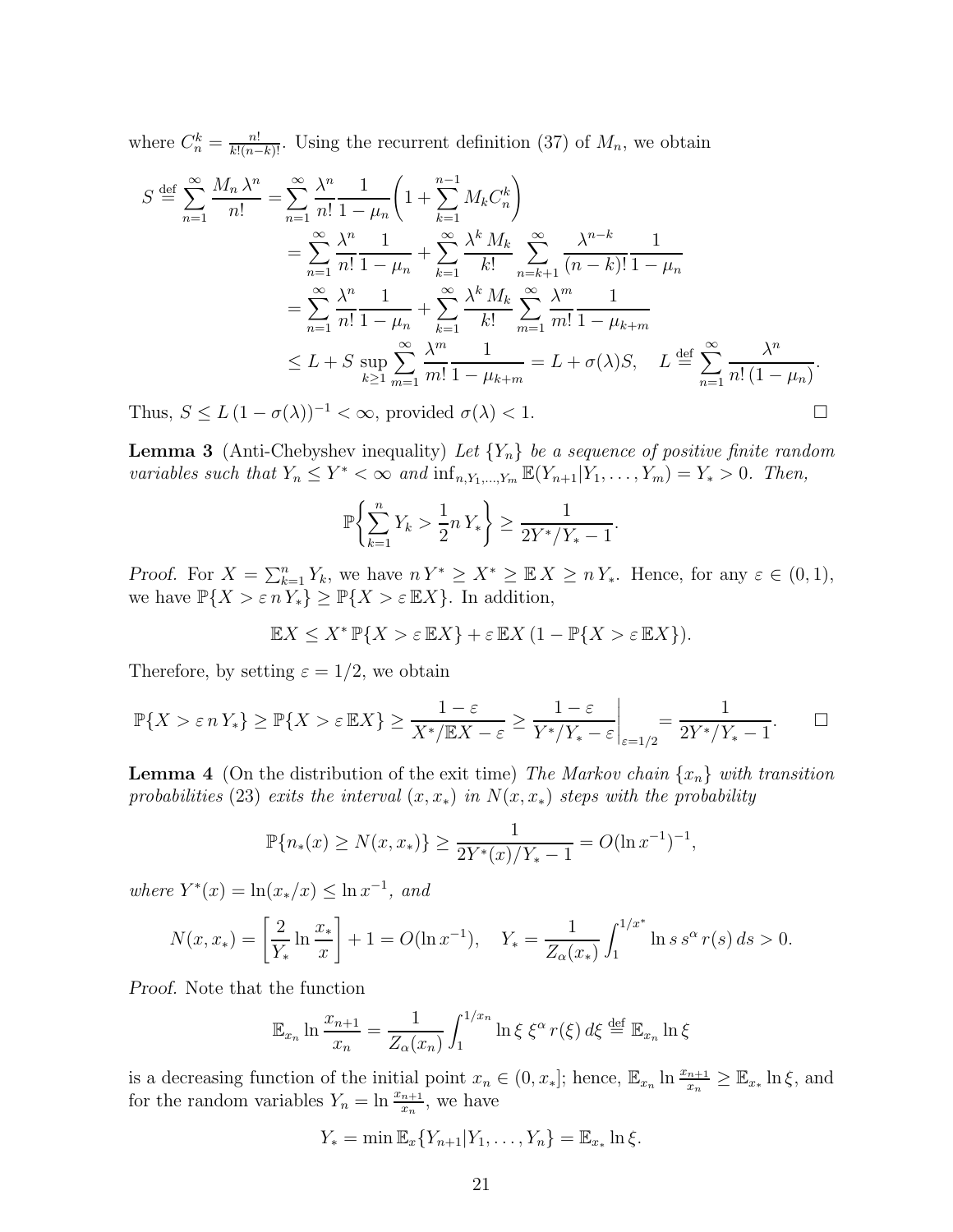where $C_n^k = \frac{n!}{k!(n-k)!}$. Using the recurrent definition (37) of $M_n$, we obtain

$$
\begin{aligned}
S \stackrel{\text{def}}{=} \sum_{n=1}^{\infty} \frac{M_n \lambda^n}{n!} &= \sum_{n=1}^{\infty} \frac{\lambda^n}{n!} \frac{1}{1-\mu_n}\left(1 + \sum_{k=1}^{n-1} M_k C_n^k\right) \\
&= \sum_{n=1}^{\infty} \frac{\lambda^n}{n!} \frac{1}{1-\mu_n} + \sum_{k=1}^{\infty} \frac{\lambda^k M_k}{k!} \sum_{n=k+1}^{\infty} \frac{\lambda^{n-k}}{(n-k)!} \frac{1}{1-\mu_n} \\
&= \sum_{n=1}^{\infty} \frac{\lambda^n}{n!} \frac{1}{1-\mu_n} + \sum_{k=1}^{\infty} \frac{\lambda^k M_k}{k!} \sum_{m=1}^{\infty} \frac{\lambda^m}{m!} \frac{1}{1-\mu_{k+m}} \\
&\leq L + S \sup_{k \geq 1} \sum_{m=1}^{\infty} \frac{\lambda^m}{m!} \frac{1}{1-\mu_{k+m}} = L + \sigma(\lambda) S, \quad L \stackrel{\text{def}}{=} \sum_{n=1}^{\infty} \frac{\lambda^n}{n!\,(1-\mu_n)}.
\end{aligned}
$$

Thus, $S \leq L\,(1-\sigma(\lambda))^{-1} < \infty$, provided $\sigma(\lambda) < 1$. □

**Lemma 3** (Anti-Chebyshev inequality) *Let $\{Y_n\}$ be a sequence of positive finite random variables such that $Y_n \leq Y^* < \infty$ and $\inf_{n, Y_1, \ldots, Y_m} \mathbb{E}(Y_{n+1} | Y_1, \ldots, Y_m) = Y_* > 0$. Then,*

$$
\mathbb{P}\left\{ \sum_{k=1}^{n} Y_k > \frac{1}{2} n\, Y_* \right\} \geq \frac{1}{2Y^*/Y_* - 1}.
$$

*Proof.* For $X = \sum_{k=1}^{n} Y_k$, we have $n\,Y^* \geq X^* \geq \mathbb{E}\,X \geq n\,Y_*$. Hence, for any $\varepsilon \in (0,1)$, we have $\mathbb{P}\{X > \varepsilon\, n\, Y_*\} \geq \mathbb{P}\{X > \varepsilon\, \mathbb{E}X\}$. In addition,

$$
\mathbb{E}X \leq X^*\, \mathbb{P}\{X > \varepsilon\, \mathbb{E}X\} + \varepsilon\, \mathbb{E}X\,(1 - \mathbb{P}\{X > \varepsilon\, \mathbb{E}X\}).
$$

Therefore, by setting $\varepsilon = 1/2$, we obtain

$$
\mathbb{P}\{X > \varepsilon\, n\, Y_*\} \geq \mathbb{P}\{X > \varepsilon\, \mathbb{E}X\} \geq \frac{1-\varepsilon}{X^*/\mathbb{E}X - \varepsilon} \geq \left.\frac{1-\varepsilon}{Y^*/Y_* - \varepsilon}\right|_{\varepsilon = 1/2} = \frac{1}{2Y^*/Y_* - 1}. \qquad \square
$$

**Lemma 4** (On the distribution of the exit time) *The Markov chain $\{x_n\}$ with transition probabilities* (23) *exits the interval $(x, x_*)$ in $N(x, x_*)$ steps with the probability*

$$
\mathbb{P}\{n_*(x) \geq N(x, x_*)\} \geq \frac{1}{2Y^*(x)/Y_* - 1} = O(\ln x^{-1})^{-1},
$$

*where $Y^*(x) = \ln(x_*/x) \leq \ln x^{-1}$, and*

$$
N(x, x_*) = \left[\frac{2}{Y_*} \ln \frac{x_*}{x}\right] + 1 = O(\ln x^{-1}), \quad Y_* = \frac{1}{Z_\alpha(x_*)} \int_1^{1/x^*} \ln s\, s^\alpha\, r(s)\, ds > 0.
$$

*Proof.* Note that the function

$$
\mathbb{E}_{x_n} \ln \frac{x_{n+1}}{x_n} = \frac{1}{Z_\alpha(x_n)} \int_1^{1/x_n} \ln \xi\ \xi^\alpha\, r(\xi)\, d\xi \stackrel{\text{def}}{=} \mathbb{E}_{x_n} \ln \xi
$$

is a decreasing function of the initial point $x_n \in (0, x_*]$; hence, $\mathbb{E}_{x_n} \ln \frac{x_{n+1}}{x_n} \geq \mathbb{E}_{x_*} \ln \xi$, and for the random variables $Y_n = \ln \frac{x_{n+1}}{x_n}$, we have

$$
Y_* = \min \mathbb{E}_x \{Y_{n+1} | Y_1, \ldots, Y_n\} = \mathbb{E}_{x_*} \ln \xi.
$$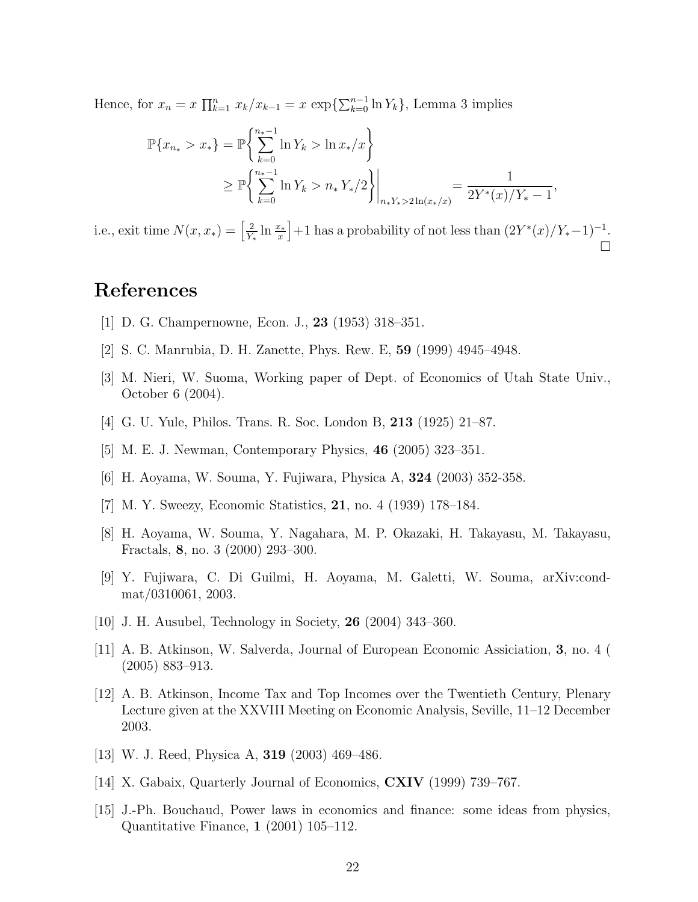Hence, for $x_n = x \prod_{k=1}^{n} x_k/x_{k-1} = x \exp\{\sum_{k=0}^{n-1} \ln Y_k\}$, Lemma 3 implies

$$
\begin{aligned}
\mathbb{P}\{x_{n_*} > x_*\} &= \mathbb{P}\left\{\sum_{k=0}^{n_*-1} \ln Y_k > \ln x_*/x\right\} \\
&\geq \mathbb{P}\left\{\sum_{k=0}^{n_*-1} \ln Y_k > n_*\, Y_*/2\right\}\Bigg|_{n_* Y_* > 2\ln(x_*/x)} = \frac{1}{2Y^*(x)/Y_* - 1},
\end{aligned}
$$

i.e., exit time $N(x, x_*) = \left[\frac{2}{Y_*} \ln \frac{x_*}{x}\right] + 1$ has a probability of not less than $(2Y^*(x)/Y_* - 1)^{-1}$. □

# References

[1] D. G. Champernowne, Econ. J., **23** (1953) 318–351.

[2] S. C. Manrubia, D. H. Zanette, Phys. Rew. E, **59** (1999) 4945–4948.

[3] M. Nieri, W. Suoma, Working paper of Dept. of Economics of Utah State Univ., October 6 (2004).

[4] G. U. Yule, Philos. Trans. R. Soc. London B, **213** (1925) 21–87.

[5] M. E. J. Newman, Contemporary Physics, **46** (2005) 323–351.

[6] H. Aoyama, W. Souma, Y. Fujiwara, Physica A, **324** (2003) 352-358.

[7] M. Y. Sweezy, Economic Statistics, **21**, no. 4 (1939) 178–184.

[8] H. Aoyama, W. Souma, Y. Nagahara, M. P. Okazaki, H. Takayasu, M. Takayasu, Fractals, **8**, no. 3 (2000) 293–300.

[9] Y. Fujiwara, C. Di Guilmi, H. Aoyama, M. Galetti, W. Souma, arXiv:cond-mat/0310061, 2003.

[10] J. H. Ausubel, Technology in Society, **26** (2004) 343–360.

[11] A. B. Atkinson, W. Salverda, Journal of European Economic Assiciation, **3**, no. 4 ( (2005) 883–913.

[12] A. B. Atkinson, Income Tax and Top Incomes over the Twentieth Century, Plenary Lecture given at the XXVIII Meeting on Economic Analysis, Seville, 11–12 December 2003.

[13] W. J. Reed, Physica A, **319** (2003) 469–486.

[14] X. Gabaix, Quarterly Journal of Economics, **CXIV** (1999) 739–767.

[15] J.-Ph. Bouchaud, Power laws in economics and finance: some ideas from physics, Quantitative Finance, **1** (2001) 105–112.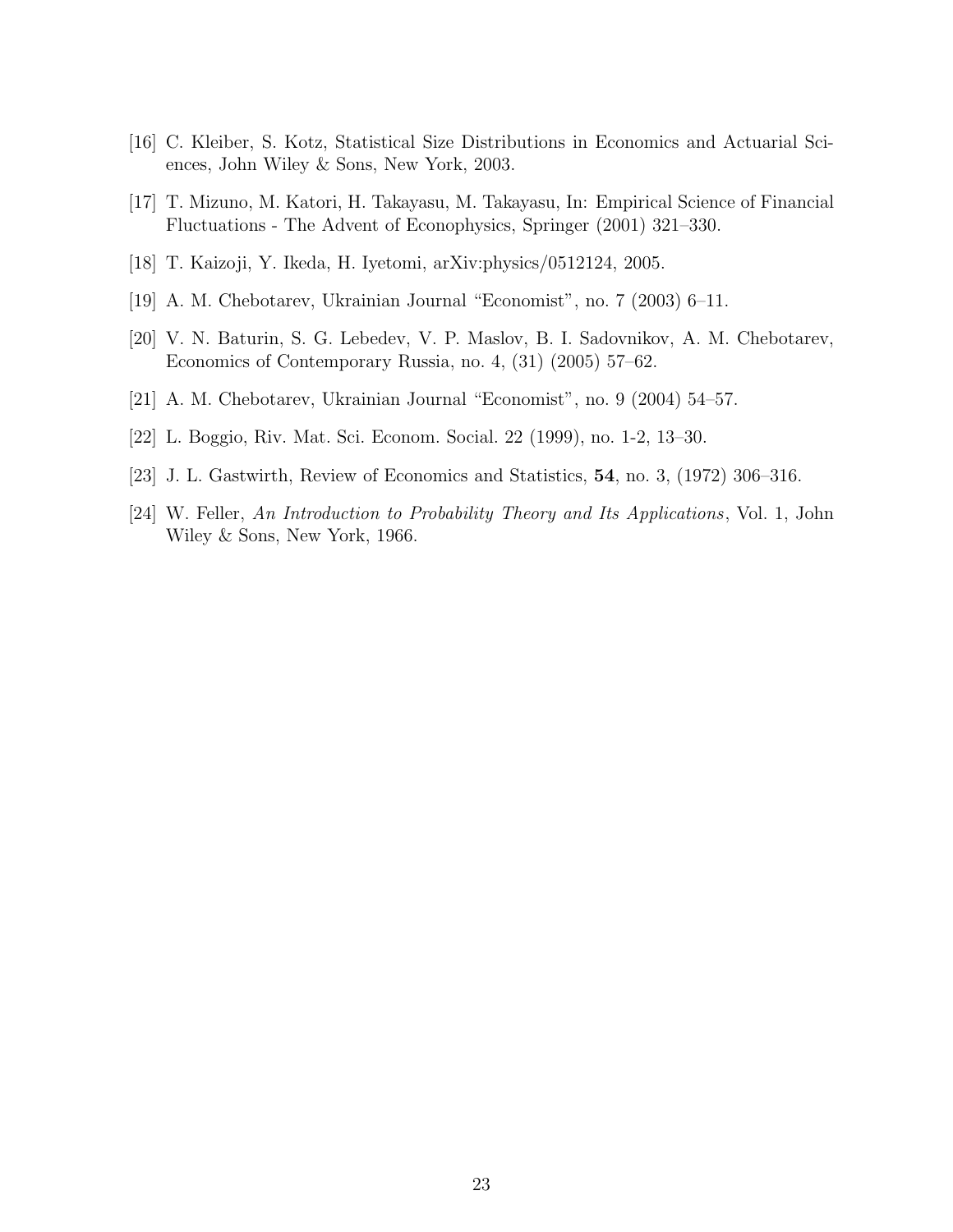[16] C. Kleiber, S. Kotz, Statistical Size Distributions in Economics and Actuarial Sciences, John Wiley & Sons, New York, 2003.

[17] T. Mizuno, M. Katori, H. Takayasu, M. Takayasu, In: Empirical Science of Financial Fluctuations - The Advent of Econophysics, Springer (2001) 321–330.

[18] T. Kaizoji, Y. Ikeda, H. Iyetomi, arXiv:physics/0512124, 2005.

[19] A. M. Chebotarev, Ukrainian Journal "Economist", no. 7 (2003) 6–11.

[20] V. N. Baturin, S. G. Lebedev, V. P. Maslov, B. I. Sadovnikov, A. M. Chebotarev, Economics of Contemporary Russia, no. 4, (31) (2005) 57–62.

[21] A. M. Chebotarev, Ukrainian Journal "Economist", no. 9 (2004) 54–57.

[22] L. Boggio, Riv. Mat. Sci. Econom. Social. 22 (1999), no. 1-2, 13–30.

[23] J. L. Gastwirth, Review of Economics and Statistics, **54**, no. 3, (1972) 306–316.

[24] W. Feller, *An Introduction to Probability Theory and Its Applications*, Vol. 1, John Wiley & Sons, New York, 1966.